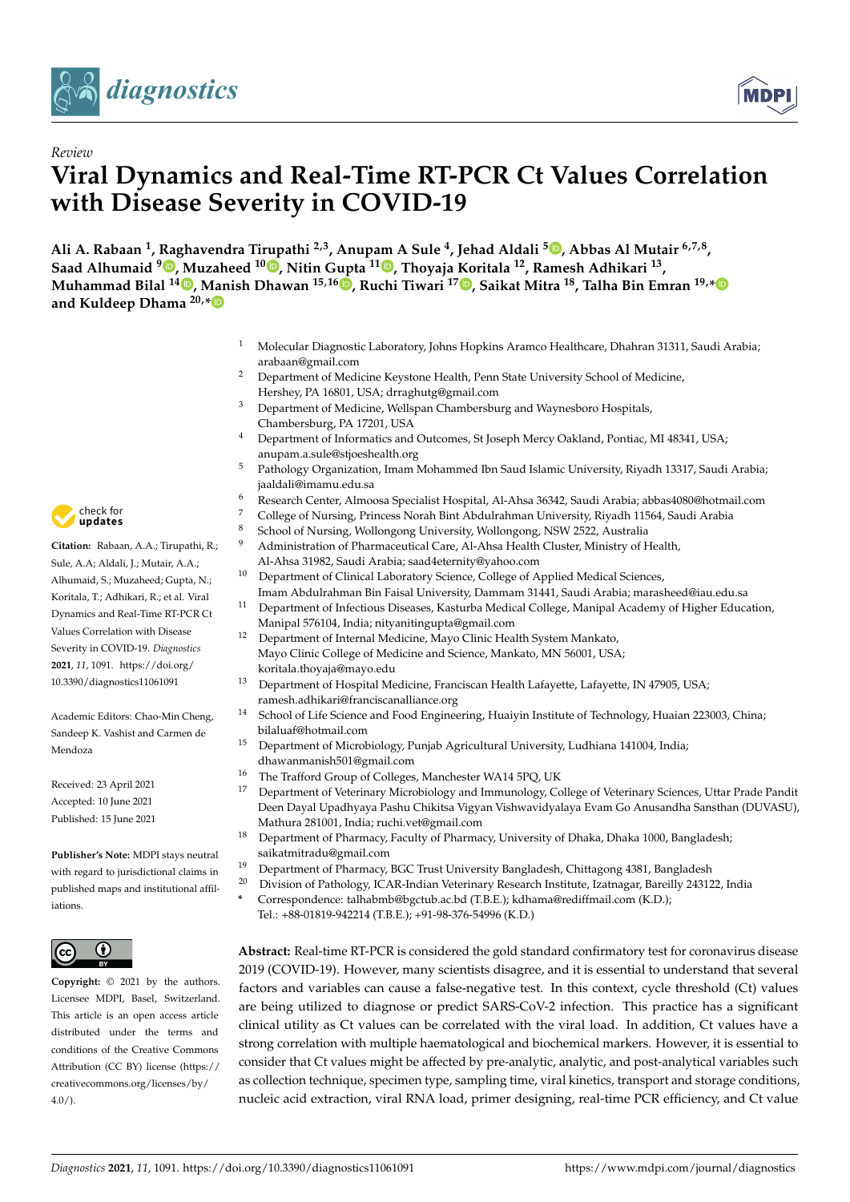*Review*

# Viral Dynamics and Real-Time RT-PCR Ct Values Correlation with Disease Severity in COVID-19

**Ali A. Rabaan [1], Raghavendra Tirupathi [2,3], Anupam A Sule [4], Jehad Aldali [5], Abbas Al Mutair [6,7,8], Saad Alhumaid [9], Muzaheed [10], Nitin Gupta [11], Thoyaja Koritala [12], Ramesh Adhikari [13], Muhammad Bilal [14], Manish Dhawan [15,16], Ruchi Tiwari [17], Saikat Mitra [18], Talha Bin Emran [19,*] and Kuldeep Dhama [20,*]**

1. Molecular Diagnostic Laboratory, Johns Hopkins Aramco Healthcare, Dhahran 31311, Saudi Arabia; arabaan@gmail.com
2. Department of Medicine Keystone Health, Penn State University School of Medicine, Hershey, PA 16801, USA; drraghutg@gmail.com
3. Department of Medicine, Wellspan Chambersburg and Waynesboro Hospitals, Chambersburg, PA 17201, USA
4. Department of Informatics and Outcomes, St Joseph Mercy Oakland, Pontiac, MI 48341, USA; anupam.a.sule@stjoeshealth.org
5. Pathology Organization, Imam Mohammed Ibn Saud Islamic University, Riyadh 13317, Saudi Arabia; jaaldali@imamu.edu.sa
6. Research Center, Almoosa Specialist Hospital, Al-Ahsa 36342, Saudi Arabia; abbas4080@hotmail.com
7. College of Nursing, Princess Norah Bint Abdulrahman University, Riyadh 11564, Saudi Arabia
8. School of Nursing, Wollongong University, Wollongong, NSW 2522, Australia
9. Administration of Pharmaceutical Care, Al-Ahsa Health Cluster, Ministry of Health, Al-Ahsa 31982, Saudi Arabia; saad4eternity@yahoo.com
10. Department of Clinical Laboratory Science, College of Applied Medical Sciences, Imam Abdulrahman Bin Faisal University, Dammam 31441, Saudi Arabia; marasheed@iau.edu.sa
11. Department of Infectious Diseases, Kasturba Medical College, Manipal Academy of Higher Education, Manipal 576104, India; nityanitingupta@gmail.com
12. Department of Internal Medicine, Mayo Clinic Health System Mankato, Mayo Clinic College of Medicine and Science, Mankato, MN 56001, USA; koritala.thoyaja@mayo.edu
13. Department of Hospital Medicine, Franciscan Health Lafayette, Lafayette, IN 47905, USA; ramesh.adhikari@franciscanalliance.org
14. School of Life Science and Food Engineering, Huaiyin Institute of Technology, Huaian 223003, China; bilaluaf@hotmail.com
15. Department of Microbiology, Punjab Agricultural University, Ludhiana 141004, India; dhawanmanish501@gmail.com
16. The Trafford Group of Colleges, Manchester WA14 5PQ, UK
17. Department of Veterinary Microbiology and Immunology, College of Veterinary Sciences, Uttar Prade Pandit Deen Dayal Upadhyaya Pashu Chikitsa Vigyan Vishwavidyalaya Evam Go Anusandha Sansthan (DUVASU), Mathura 281001, India; ruchi.vet@gmail.com
18. Department of Pharmacy, Faculty of Pharmacy, University of Dhaka, Dhaka 1000, Bangladesh; saikatmitradu@gmail.com
19. Department of Pharmacy, BGC Trust University Bangladesh, Chittagong 4381, Bangladesh
20. Division of Pathology, ICAR-Indian Veterinary Research Institute, Izatnagar, Bareilly 243122, India

\* Correspondence: talhabmb@bgctub.ac.bd (T.B.E.); kdhama@rediffmail.com (K.D.); Tel.: +88-01819-942214 (T.B.E.); +91-98-376-54996 (K.D.)

**Citation:** Rabaan, A.A.; Tirupathi, R.; Sule, A.A; Aldali, J.; Mutair, A.A.; Alhumaid, S.; Muzaheed; Gupta, N.; Koritala, T.; Adhikari, R.; et al. Viral Dynamics and Real-Time RT-PCR Ct Values Correlation with Disease Severity in COVID-19. *Diagnostics* **2021**, *11*, 1091. https://doi.org/10.3390/diagnostics11061091

Academic Editors: Chao-Min Cheng, Sandeep K. Vashist and Carmen de Mendoza

Received: 23 April 2021
Accepted: 10 June 2021
Published: 15 June 2021

**Publisher's Note:** MDPI stays neutral with regard to jurisdictional claims in published maps and institutional affiliations.

**Copyright:** © 2021 by the authors. Licensee MDPI, Basel, Switzerland. This article is an open access article distributed under the terms and conditions of the Creative Commons Attribution (CC BY) license (https://creativecommons.org/licenses/by/4.0/).

**Abstract:** Real-time RT-PCR is considered the gold standard confirmatory test for coronavirus disease 2019 (COVID-19). However, many scientists disagree, and it is essential to understand that several factors and variables can cause a false-negative test. In this context, cycle threshold (Ct) values are being utilized to diagnose or predict SARS-CoV-2 infection. This practice has a significant clinical utility as Ct values can be correlated with the viral load. In addition, Ct values have a strong correlation with multiple haematological and biochemical markers. However, it is essential to consider that Ct values might be affected by pre-analytic, analytic, and post-analytical variables such as collection technique, specimen type, sampling time, viral kinetics, transport and storage conditions, nucleic acid extraction, viral RNA load, primer designing, real-time PCR efficiency, and Ct value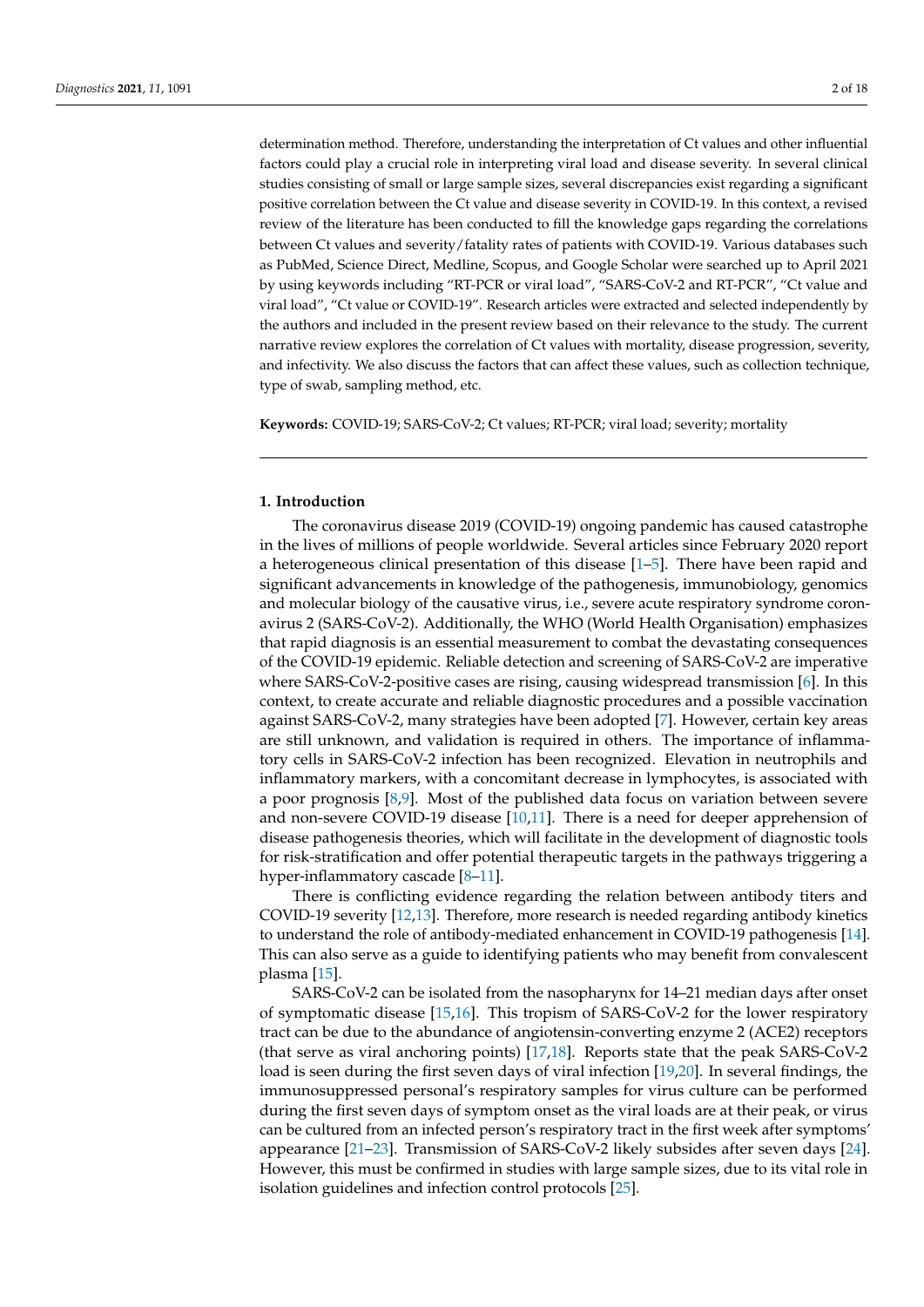determination method. Therefore, understanding the interpretation of Ct values and other influential factors could play a crucial role in interpreting viral load and disease severity. In several clinical studies consisting of small or large sample sizes, several discrepancies exist regarding a significant positive correlation between the Ct value and disease severity in COVID-19. In this context, a revised review of the literature has been conducted to fill the knowledge gaps regarding the correlations between Ct values and severity/fatality rates of patients with COVID-19. Various databases such as PubMed, Science Direct, Medline, Scopus, and Google Scholar were searched up to April 2021 by using keywords including "RT-PCR or viral load", "SARS-CoV-2 and RT-PCR", "Ct value and viral load", "Ct value or COVID-19". Research articles were extracted and selected independently by the authors and included in the present review based on their relevance to the study. The current narrative review explores the correlation of Ct values with mortality, disease progression, severity, and infectivity. We also discuss the factors that can affect these values, such as collection technique, type of swab, sampling method, etc.

**Keywords:** COVID-19; SARS-CoV-2; Ct values; RT-PCR; viral load; severity; mortality

## 1. Introduction

The coronavirus disease 2019 (COVID-19) ongoing pandemic has caused catastrophe in the lives of millions of people worldwide. Several articles since February 2020 report a heterogeneous clinical presentation of this disease [1–5]. There have been rapid and significant advancements in knowledge of the pathogenesis, immunobiology, genomics and molecular biology of the causative virus, i.e., severe acute respiratory syndrome coronavirus 2 (SARS-CoV-2). Additionally, the WHO (World Health Organisation) emphasizes that rapid diagnosis is an essential measurement to combat the devastating consequences of the COVID-19 epidemic. Reliable detection and screening of SARS-CoV-2 are imperative where SARS-CoV-2-positive cases are rising, causing widespread transmission [6]. In this context, to create accurate and reliable diagnostic procedures and a possible vaccination against SARS-CoV-2, many strategies have been adopted [7]. However, certain key areas are still unknown, and validation is required in others. The importance of inflammatory cells in SARS-CoV-2 infection has been recognized. Elevation in neutrophils and inflammatory markers, with a concomitant decrease in lymphocytes, is associated with a poor prognosis [8,9]. Most of the published data focus on variation between severe and non-severe COVID-19 disease [10,11]. There is a need for deeper apprehension of disease pathogenesis theories, which will facilitate in the development of diagnostic tools for risk-stratification and offer potential therapeutic targets in the pathways triggering a hyper-inflammatory cascade [8–11].

There is conflicting evidence regarding the relation between antibody titers and COVID-19 severity [12,13]. Therefore, more research is needed regarding antibody kinetics to understand the role of antibody-mediated enhancement in COVID-19 pathogenesis [14]. This can also serve as a guide to identifying patients who may benefit from convalescent plasma [15].

SARS-CoV-2 can be isolated from the nasopharynx for 14–21 median days after onset of symptomatic disease [15,16]. This tropism of SARS-CoV-2 for the lower respiratory tract can be due to the abundance of angiotensin-converting enzyme 2 (ACE2) receptors (that serve as viral anchoring points) [17,18]. Reports state that the peak SARS-CoV-2 load is seen during the first seven days of viral infection [19,20]. In several findings, the immunosuppressed personal's respiratory samples for virus culture can be performed during the first seven days of symptom onset as the viral loads are at their peak, or virus can be cultured from an infected person's respiratory tract in the first week after symptoms' appearance [21–23]. Transmission of SARS-CoV-2 likely subsides after seven days [24]. However, this must be confirmed in studies with large sample sizes, due to its vital role in isolation guidelines and infection control protocols [25].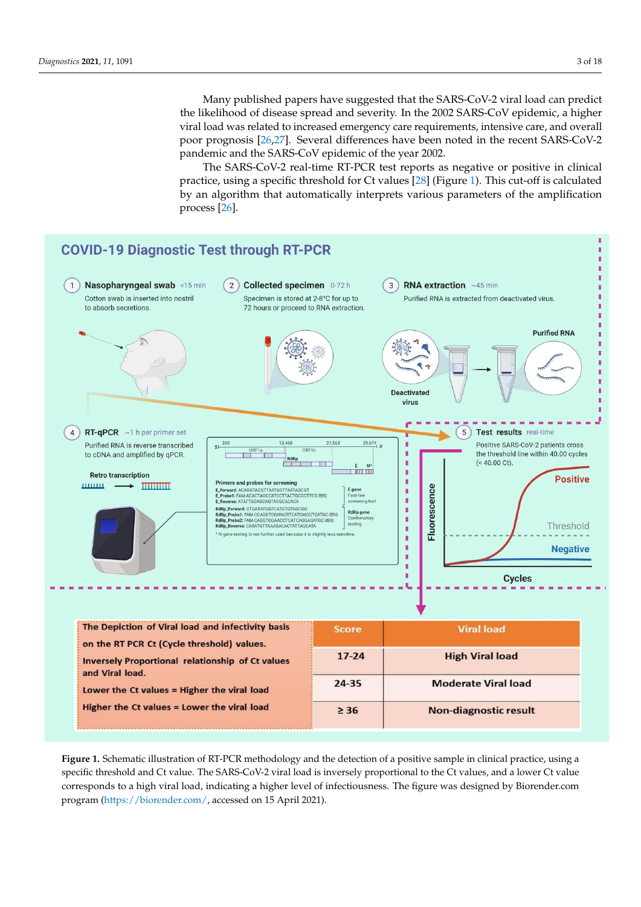Many published papers have suggested that the SARS-CoV-2 viral load can predict the likelihood of disease spread and severity. In the 2002 SARS-CoV epidemic, a higher viral load was related to increased emergency care requirements, intensive care, and overall poor prognosis [26,27]. Several differences have been noted in the recent SARS-CoV-2 pandemic and the SARS-CoV epidemic of the year 2002.

The SARS-CoV-2 real-time RT-PCR test reports as negative or positive in clinical practice, using a specific threshold for Ct values [28] (Figure 1). This cut-off is calculated by an algorithm that automatically interprets various parameters of the amplification process [26].

**Figure 1.** Schematic illustration of RT-PCR methodology and the detection of a positive sample in clinical practice, using a specific threshold and Ct value. The SARS-CoV-2 viral load is inversely proportional to the Ct values, and a lower Ct value corresponds to a high viral load, indicating a higher level of infectiousness. The figure was designed by Biorender.com program (https://biorender.com/, accessed on 15 April 2021).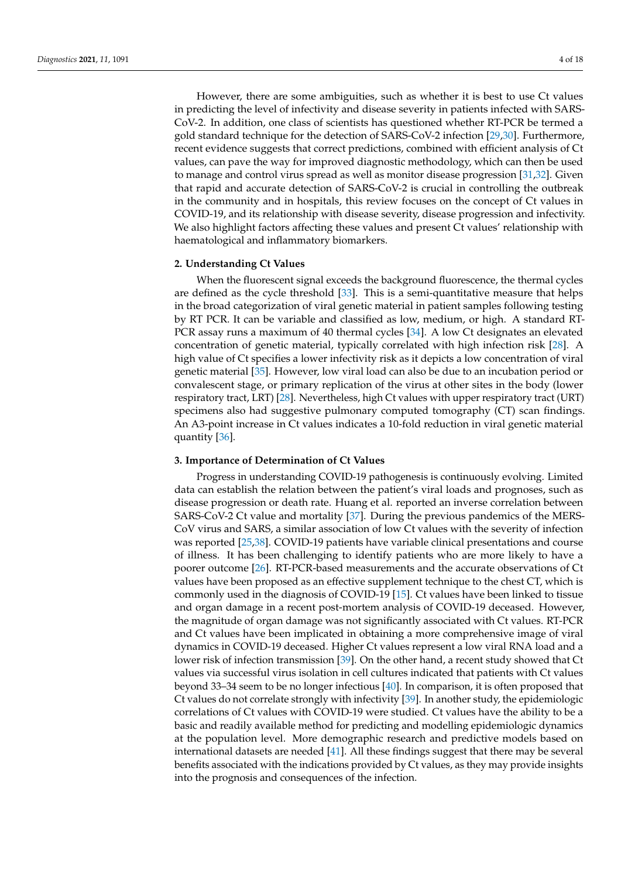However, there are some ambiguities, such as whether it is best to use Ct values in predicting the level of infectivity and disease severity in patients infected with SARS-CoV-2. In addition, one class of scientists has questioned whether RT-PCR be termed a gold standard technique for the detection of SARS-CoV-2 infection [29,30]. Furthermore, recent evidence suggests that correct predictions, combined with efficient analysis of Ct values, can pave the way for improved diagnostic methodology, which can then be used to manage and control virus spread as well as monitor disease progression [31,32]. Given that rapid and accurate detection of SARS-CoV-2 is crucial in controlling the outbreak in the community and in hospitals, this review focuses on the concept of Ct values in COVID-19, and its relationship with disease severity, disease progression and infectivity. We also highlight factors affecting these values and present Ct values' relationship with haematological and inflammatory biomarkers.

## 2. Understanding Ct Values

When the fluorescent signal exceeds the background fluorescence, the thermal cycles are defined as the cycle threshold [33]. This is a semi-quantitative measure that helps in the broad categorization of viral genetic material in patient samples following testing by RT PCR. It can be variable and classified as low, medium, or high. A standard RT-PCR assay runs a maximum of 40 thermal cycles [34]. A low Ct designates an elevated concentration of genetic material, typically correlated with high infection risk [28]. A high value of Ct specifies a lower infectivity risk as it depicts a low concentration of viral genetic material [35]. However, low viral load can also be due to an incubation period or convalescent stage, or primary replication of the virus at other sites in the body (lower respiratory tract, LRT) [28]. Nevertheless, high Ct values with upper respiratory tract (URT) specimens also had suggestive pulmonary computed tomography (CT) scan findings. An A3-point increase in Ct values indicates a 10-fold reduction in viral genetic material quantity [36].

## 3. Importance of Determination of Ct Values

Progress in understanding COVID-19 pathogenesis is continuously evolving. Limited data can establish the relation between the patient's viral loads and prognoses, such as disease progression or death rate. Huang et al. reported an inverse correlation between SARS-CoV-2 Ct value and mortality [37]. During the previous pandemics of the MERS-CoV virus and SARS, a similar association of low Ct values with the severity of infection was reported [25,38]. COVID-19 patients have variable clinical presentations and course of illness. It has been challenging to identify patients who are more likely to have a poorer outcome [26]. RT-PCR-based measurements and the accurate observations of Ct values have been proposed as an effective supplement technique to the chest CT, which is commonly used in the diagnosis of COVID-19 [15]. Ct values have been linked to tissue and organ damage in a recent post-mortem analysis of COVID-19 deceased. However, the magnitude of organ damage was not significantly associated with Ct values. RT-PCR and Ct values have been implicated in obtaining a more comprehensive image of viral dynamics in COVID-19 deceased. Higher Ct values represent a low viral RNA load and a lower risk of infection transmission [39]. On the other hand, a recent study showed that Ct values via successful virus isolation in cell cultures indicated that patients with Ct values beyond 33–34 seem to be no longer infectious [40]. In comparison, it is often proposed that Ct values do not correlate strongly with infectivity [39]. In another study, the epidemiologic correlations of Ct values with COVID-19 were studied. Ct values have the ability to be a basic and readily available method for predicting and modelling epidemiologic dynamics at the population level. More demographic research and predictive models based on international datasets are needed [41]. All these findings suggest that there may be several benefits associated with the indications provided by Ct values, as they may provide insights into the prognosis and consequences of the infection.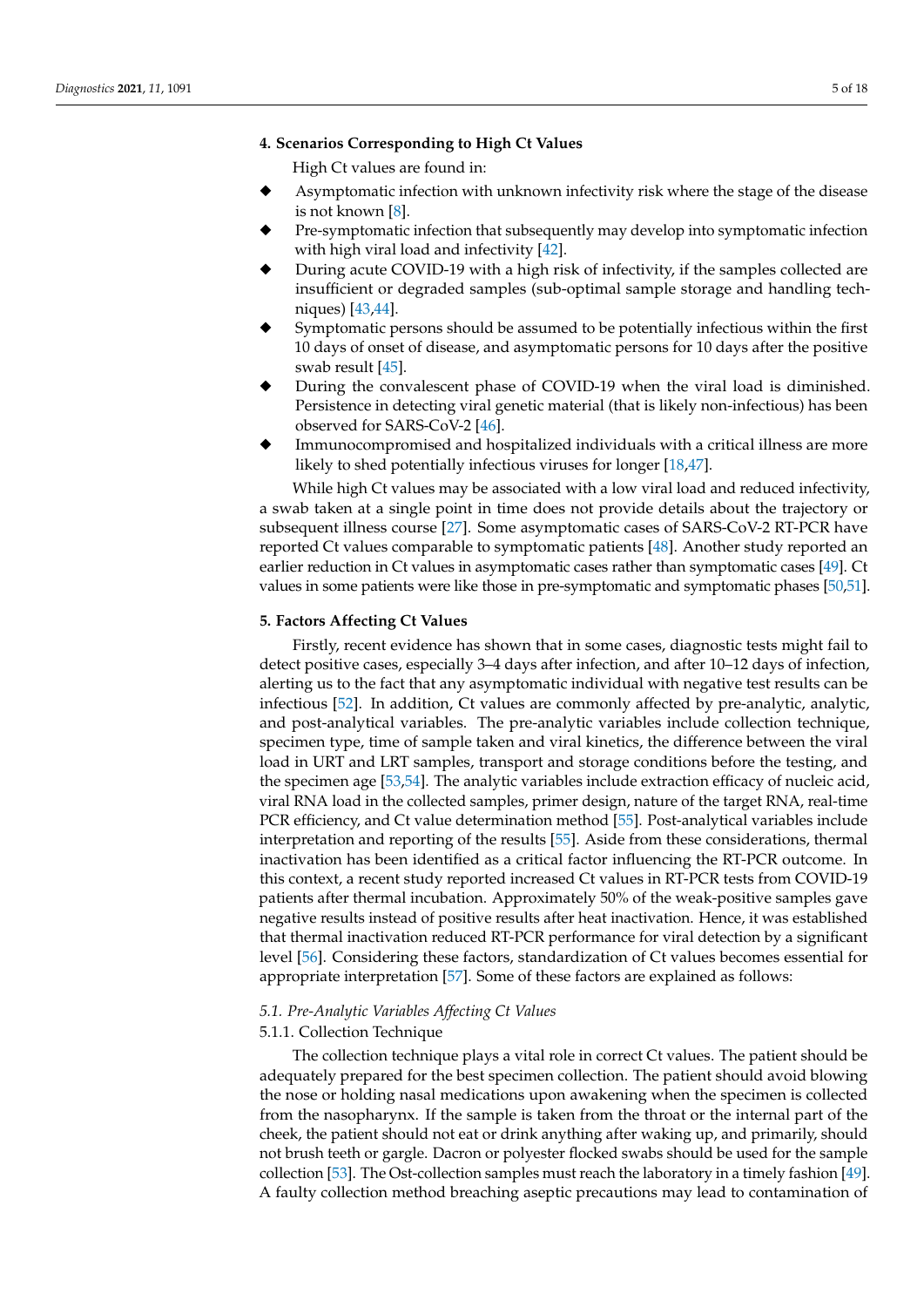## 4. Scenarios Corresponding to High Ct Values

High Ct values are found in:

- Asymptomatic infection with unknown infectivity risk where the stage of the disease is not known [8].
- Pre-symptomatic infection that subsequently may develop into symptomatic infection with high viral load and infectivity [42].
- During acute COVID-19 with a high risk of infectivity, if the samples collected are insufficient or degraded samples (sub-optimal sample storage and handling techniques) [43,44].
- Symptomatic persons should be assumed to be potentially infectious within the first 10 days of onset of disease, and asymptomatic persons for 10 days after the positive swab result [45].
- During the convalescent phase of COVID-19 when the viral load is diminished. Persistence in detecting viral genetic material (that is likely non-infectious) has been observed for SARS-CoV-2 [46].
- Immunocompromised and hospitalized individuals with a critical illness are more likely to shed potentially infectious viruses for longer [18,47].

While high Ct values may be associated with a low viral load and reduced infectivity, a swab taken at a single point in time does not provide details about the trajectory or subsequent illness course [27]. Some asymptomatic cases of SARS-CoV-2 RT-PCR have reported Ct values comparable to symptomatic patients [48]. Another study reported an earlier reduction in Ct values in asymptomatic cases rather than symptomatic cases [49]. Ct values in some patients were like those in pre-symptomatic and symptomatic phases [50,51].

## 5. Factors Affecting Ct Values

Firstly, recent evidence has shown that in some cases, diagnostic tests might fail to detect positive cases, especially 3–4 days after infection, and after 10–12 days of infection, alerting us to the fact that any asymptomatic individual with negative test results can be infectious [52]. In addition, Ct values are commonly affected by pre-analytic, analytic, and post-analytical variables. The pre-analytic variables include collection technique, specimen type, time of sample taken and viral kinetics, the difference between the viral load in URT and LRT samples, transport and storage conditions before the testing, and the specimen age [53,54]. The analytic variables include extraction efficacy of nucleic acid, viral RNA load in the collected samples, primer design, nature of the target RNA, real-time PCR efficiency, and Ct value determination method [55]. Post-analytical variables include interpretation and reporting of the results [55]. Aside from these considerations, thermal inactivation has been identified as a critical factor influencing the RT-PCR outcome. In this context, a recent study reported increased Ct values in RT-PCR tests from COVID-19 patients after thermal incubation. Approximately 50% of the weak-positive samples gave negative results instead of positive results after heat inactivation. Hence, it was established that thermal inactivation reduced RT-PCR performance for viral detection by a significant level [56]. Considering these factors, standardization of Ct values becomes essential for appropriate interpretation [57]. Some of these factors are explained as follows:

### *5.1. Pre-Analytic Variables Affecting Ct Values*

#### 5.1.1. Collection Technique

The collection technique plays a vital role in correct Ct values. The patient should be adequately prepared for the best specimen collection. The patient should avoid blowing the nose or holding nasal medications upon awakening when the specimen is collected from the nasopharynx. If the sample is taken from the throat or the internal part of the cheek, the patient should not eat or drink anything after waking up, and primarily, should not brush teeth or gargle. Dacron or polyester flocked swabs should be used for the sample collection [53]. The Ost-collection samples must reach the laboratory in a timely fashion [49]. A faulty collection method breaching aseptic precautions may lead to contamination of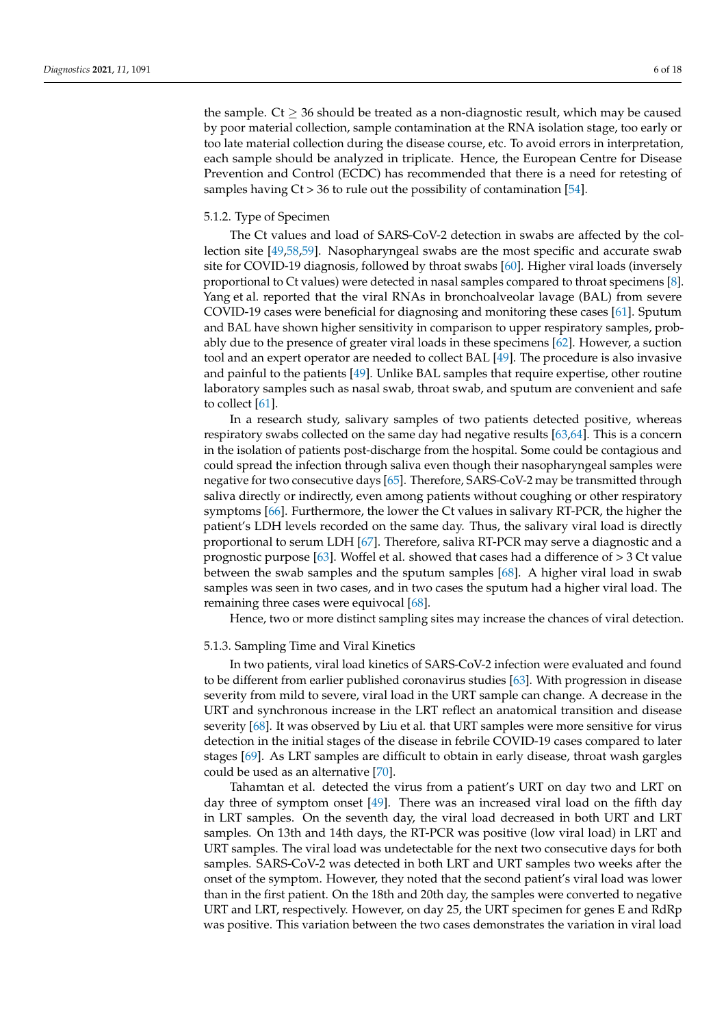the sample. Ct $\geq$ 36 should be treated as a non-diagnostic result, which may be caused by poor material collection, sample contamination at the RNA isolation stage, too early or too late material collection during the disease course, etc. To avoid errors in interpretation, each sample should be analyzed in triplicate. Hence, the European Centre for Disease Prevention and Control (ECDC) has recommended that there is a need for retesting of samples having Ct > 36 to rule out the possibility of contamination [54].

#### 5.1.2. Type of Specimen

The Ct values and load of SARS-CoV-2 detection in swabs are affected by the collection site [49,58,59]. Nasopharyngeal swabs are the most specific and accurate swab site for COVID-19 diagnosis, followed by throat swabs [60]. Higher viral loads (inversely proportional to Ct values) were detected in nasal samples compared to throat specimens [8]. Yang et al. reported that the viral RNAs in bronchoalveolar lavage (BAL) from severe COVID-19 cases were beneficial for diagnosing and monitoring these cases [61]. Sputum and BAL have shown higher sensitivity in comparison to upper respiratory samples, probably due to the presence of greater viral loads in these specimens [62]. However, a suction tool and an expert operator are needed to collect BAL [49]. The procedure is also invasive and painful to the patients [49]. Unlike BAL samples that require expertise, other routine laboratory samples such as nasal swab, throat swab, and sputum are convenient and safe to collect [61].

In a research study, salivary samples of two patients detected positive, whereas respiratory swabs collected on the same day had negative results [63,64]. This is a concern in the isolation of patients post-discharge from the hospital. Some could be contagious and could spread the infection through saliva even though their nasopharyngeal samples were negative for two consecutive days [65]. Therefore, SARS-CoV-2 may be transmitted through saliva directly or indirectly, even among patients without coughing or other respiratory symptoms [66]. Furthermore, the lower the Ct values in salivary RT-PCR, the higher the patient's LDH levels recorded on the same day. Thus, the salivary viral load is directly proportional to serum LDH [67]. Therefore, saliva RT-PCR may serve a diagnostic and a prognostic purpose [63]. Woffel et al. showed that cases had a difference of > 3 Ct value between the swab samples and the sputum samples [68]. A higher viral load in swab samples was seen in two cases, and in two cases the sputum had a higher viral load. The remaining three cases were equivocal [68].

Hence, two or more distinct sampling sites may increase the chances of viral detection.

#### 5.1.3. Sampling Time and Viral Kinetics

In two patients, viral load kinetics of SARS-CoV-2 infection were evaluated and found to be different from earlier published coronavirus studies [63]. With progression in disease severity from mild to severe, viral load in the URT sample can change. A decrease in the URT and synchronous increase in the LRT reflect an anatomical transition and disease severity [68]. It was observed by Liu et al. that URT samples were more sensitive for virus detection in the initial stages of the disease in febrile COVID-19 cases compared to later stages [69]. As LRT samples are difficult to obtain in early disease, throat wash gargles could be used as an alternative [70].

Tahamtan et al. detected the virus from a patient's URT on day two and LRT on day three of symptom onset [49]. There was an increased viral load on the fifth day in LRT samples. On the seventh day, the viral load decreased in both URT and LRT samples. On 13th and 14th days, the RT-PCR was positive (low viral load) in LRT and URT samples. The viral load was undetectable for the next two consecutive days for both samples. SARS-CoV-2 was detected in both LRT and URT samples two weeks after the onset of the symptom. However, they noted that the second patient's viral load was lower than in the first patient. On the 18th and 20th day, the samples were converted to negative URT and LRT, respectively. However, on day 25, the URT specimen for genes E and RdRp was positive. This variation between the two cases demonstrates the variation in viral load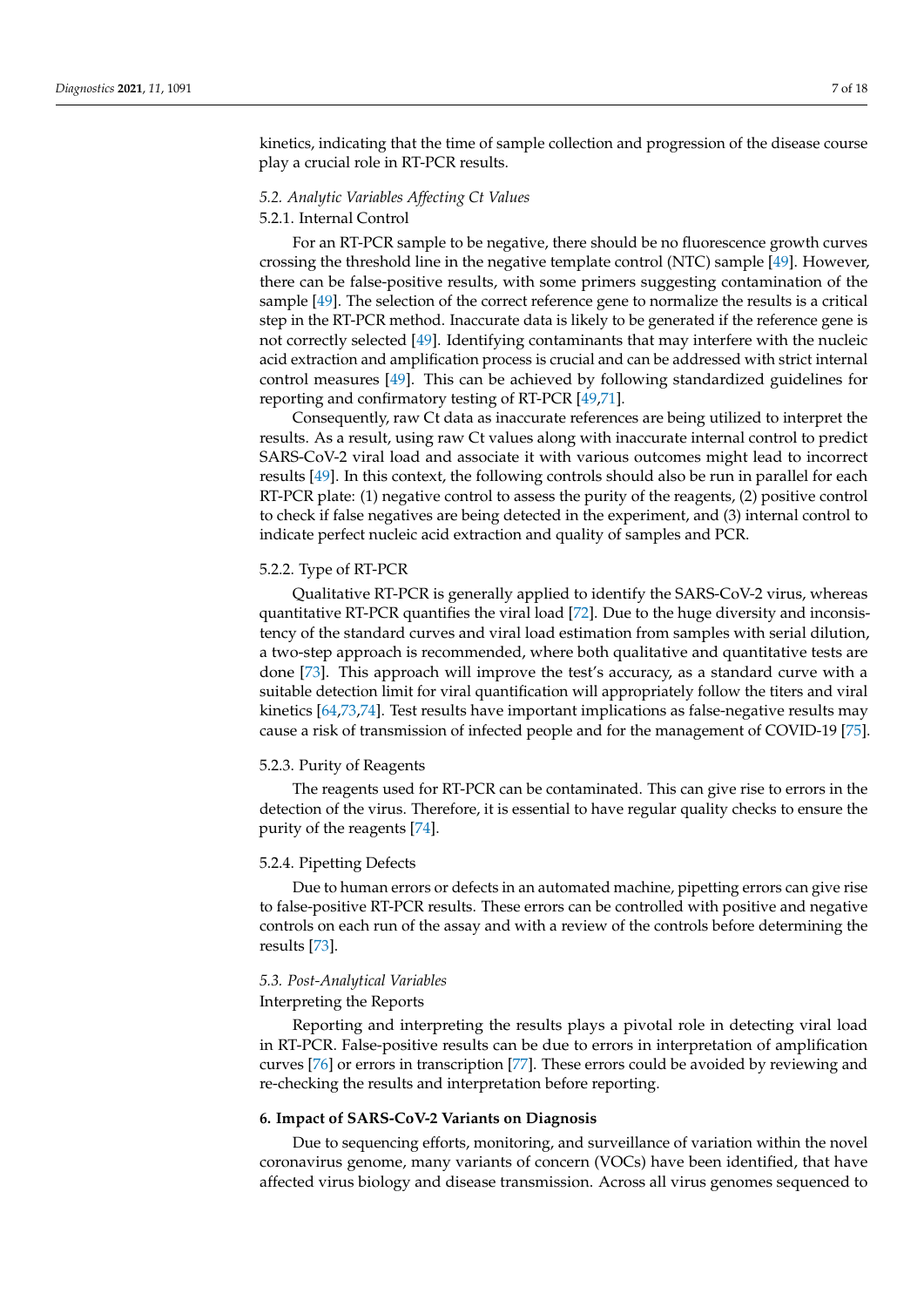kinetics, indicating that the time of sample collection and progression of the disease course play a crucial role in RT-PCR results.

### *5.2. Analytic Variables Affecting Ct Values*

#### 5.2.1. Internal Control

For an RT-PCR sample to be negative, there should be no fluorescence growth curves crossing the threshold line in the negative template control (NTC) sample [49]. However, there can be false-positive results, with some primers suggesting contamination of the sample [49]. The selection of the correct reference gene to normalize the results is a critical step in the RT-PCR method. Inaccurate data is likely to be generated if the reference gene is not correctly selected [49]. Identifying contaminants that may interfere with the nucleic acid extraction and amplification process is crucial and can be addressed with strict internal control measures [49]. This can be achieved by following standardized guidelines for reporting and confirmatory testing of RT-PCR [49,71].

Consequently, raw Ct data as inaccurate references are being utilized to interpret the results. As a result, using raw Ct values along with inaccurate internal control to predict SARS-CoV-2 viral load and associate it with various outcomes might lead to incorrect results [49]. In this context, the following controls should also be run in parallel for each RT-PCR plate: (1) negative control to assess the purity of the reagents, (2) positive control to check if false negatives are being detected in the experiment, and (3) internal control to indicate perfect nucleic acid extraction and quality of samples and PCR.

#### 5.2.2. Type of RT-PCR

Qualitative RT-PCR is generally applied to identify the SARS-CoV-2 virus, whereas quantitative RT-PCR quantifies the viral load [72]. Due to the huge diversity and inconsistency of the standard curves and viral load estimation from samples with serial dilution, a two-step approach is recommended, where both qualitative and quantitative tests are done [73]. This approach will improve the test's accuracy, as a standard curve with a suitable detection limit for viral quantification will appropriately follow the titers and viral kinetics [64,73,74]. Test results have important implications as false-negative results may cause a risk of transmission of infected people and for the management of COVID-19 [75].

#### 5.2.3. Purity of Reagents

The reagents used for RT-PCR can be contaminated. This can give rise to errors in the detection of the virus. Therefore, it is essential to have regular quality checks to ensure the purity of the reagents [74].

#### 5.2.4. Pipetting Defects

Due to human errors or defects in an automated machine, pipetting errors can give rise to false-positive RT-PCR results. These errors can be controlled with positive and negative controls on each run of the assay and with a review of the controls before determining the results [73].

### *5.3. Post-Analytical Variables*

#### Interpreting the Reports

Reporting and interpreting the results plays a pivotal role in detecting viral load in RT-PCR. False-positive results can be due to errors in interpretation of amplification curves [76] or errors in transcription [77]. These errors could be avoided by reviewing and re-checking the results and interpretation before reporting.

## **6. Impact of SARS-CoV-2 Variants on Diagnosis**

Due to sequencing efforts, monitoring, and surveillance of variation within the novel coronavirus genome, many variants of concern (VOCs) have been identified, that have affected virus biology and disease transmission. Across all virus genomes sequenced to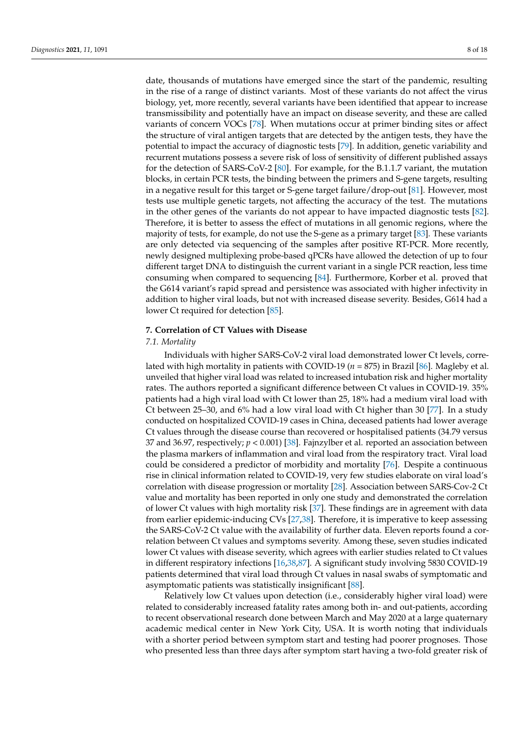date, thousands of mutations have emerged since the start of the pandemic, resulting in the rise of a range of distinct variants. Most of these variants do not affect the virus biology, yet, more recently, several variants have been identified that appear to increase transmissibility and potentially have an impact on disease severity, and these are called variants of concern VOCs [78]. When mutations occur at primer binding sites or affect the structure of viral antigen targets that are detected by the antigen tests, they have the potential to impact the accuracy of diagnostic tests [79]. In addition, genetic variability and recurrent mutations possess a severe risk of loss of sensitivity of different published assays for the detection of SARS-CoV-2 [80]. For example, for the B.1.1.7 variant, the mutation blocks, in certain PCR tests, the binding between the primers and S-gene targets, resulting in a negative result for this target or S-gene target failure/drop-out [81]. However, most tests use multiple genetic targets, not affecting the accuracy of the test. The mutations in the other genes of the variants do not appear to have impacted diagnostic tests [82]. Therefore, it is better to assess the effect of mutations in all genomic regions, where the majority of tests, for example, do not use the S-gene as a primary target [83]. These variants are only detected via sequencing of the samples after positive RT-PCR. More recently, newly designed multiplexing probe-based qPCRs have allowed the detection of up to four different target DNA to distinguish the current variant in a single PCR reaction, less time consuming when compared to sequencing [84]. Furthermore, Korber et al. proved that the G614 variant's rapid spread and persistence was associated with higher infectivity in addition to higher viral loads, but not with increased disease severity. Besides, G614 had a lower Ct required for detection [85].

## 7. Correlation of CT Values with Disease

### *7.1. Mortality*

Individuals with higher SARS-CoV-2 viral load demonstrated lower Ct levels, correlated with high mortality in patients with COVID-19 ($n = 875$) in Brazil [86]. Magleby et al. unveiled that higher viral load was related to increased intubation risk and higher mortality rates. The authors reported a significant difference between Ct values in COVID-19. 35% patients had a high viral load with Ct lower than 25, 18% had a medium viral load with Ct between 25–30, and 6% had a low viral load with Ct higher than 30 [77]. In a study conducted on hospitalized COVID-19 cases in China, deceased patients had lower average Ct values through the disease course than recovered or hospitalised patients (34.79 versus 37 and 36.97, respectively; $p < 0.001$) [38]. Fajnzylber et al. reported an association between the plasma markers of inflammation and viral load from the respiratory tract. Viral load could be considered a predictor of morbidity and mortality [76]. Despite a continuous rise in clinical information related to COVID-19, very few studies elaborate on viral load's correlation with disease progression or mortality [28]. Association between SARS-Cov-2 Ct value and mortality has been reported in only one study and demonstrated the correlation of lower Ct values with high mortality risk [37]. These findings are in agreement with data from earlier epidemic-inducing CVs [27,38]. Therefore, it is imperative to keep assessing the SARS-CoV-2 Ct value with the availability of further data. Eleven reports found a correlation between Ct values and symptoms severity. Among these, seven studies indicated lower Ct values with disease severity, which agrees with earlier studies related to Ct values in different respiratory infections [16,38,87]. A significant study involving 5830 COVID-19 patients determined that viral load through Ct values in nasal swabs of symptomatic and asymptomatic patients was statistically insignificant [88].

Relatively low Ct values upon detection (i.e., considerably higher viral load) were related to considerably increased fatality rates among both in- and out-patients, according to recent observational research done between March and May 2020 at a large quaternary academic medical center in New York City, USA. It is worth noting that individuals with a shorter period between symptom start and testing had poorer prognoses. Those who presented less than three days after symptom start having a two-fold greater risk of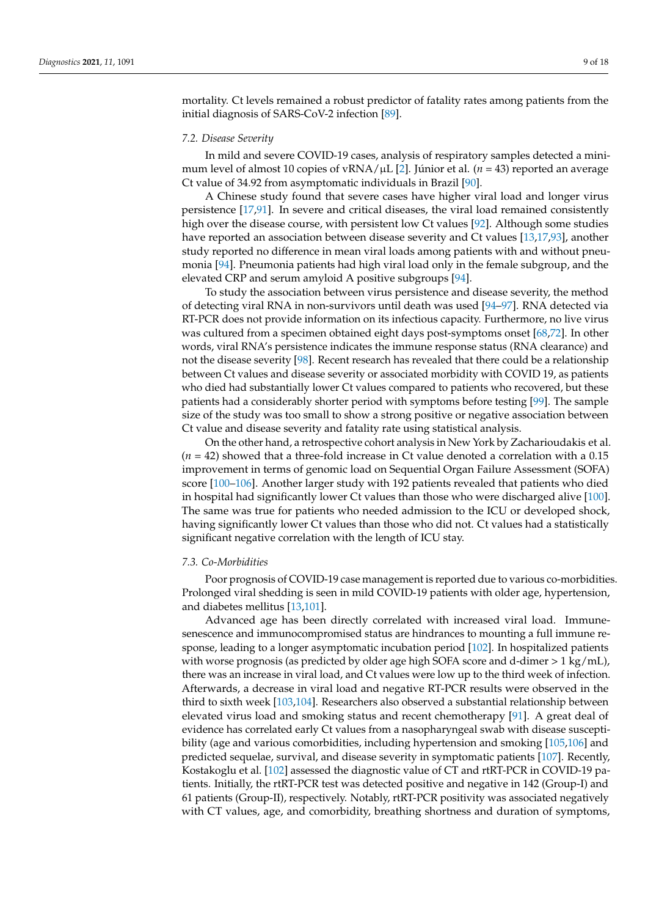mortality. Ct levels remained a robust predictor of fatality rates among patients from the initial diagnosis of SARS-CoV-2 infection [89].

### 7.2. Disease Severity

In mild and severe COVID-19 cases, analysis of respiratory samples detected a minimum level of almost 10 copies of vRNA/μL [2]. Júnior et al. ($n$ = 43) reported an average Ct value of 34.92 from asymptomatic individuals in Brazil [90].

A Chinese study found that severe cases have higher viral load and longer virus persistence [17,91]. In severe and critical diseases, the viral load remained consistently high over the disease course, with persistent low Ct values [92]. Although some studies have reported an association between disease severity and Ct values [13,17,93], another study reported no difference in mean viral loads among patients with and without pneumonia [94]. Pneumonia patients had high viral load only in the female subgroup, and the elevated CRP and serum amyloid A positive subgroups [94].

To study the association between virus persistence and disease severity, the method of detecting viral RNA in non-survivors until death was used [94–97]. RNA detected via RT-PCR does not provide information on its infectious capacity. Furthermore, no live virus was cultured from a specimen obtained eight days post-symptoms onset [68,72]. In other words, viral RNA's persistence indicates the immune response status (RNA clearance) and not the disease severity [98]. Recent research has revealed that there could be a relationship between Ct values and disease severity or associated morbidity with COVID 19, as patients who died had substantially lower Ct values compared to patients who recovered, but these patients had a considerably shorter period with symptoms before testing [99]. The sample size of the study was too small to show a strong positive or negative association between Ct value and disease severity and fatality rate using statistical analysis.

On the other hand, a retrospective cohort analysis in New York by Zacharioudakis et al. ($n$ = 42) showed that a three-fold increase in Ct value denoted a correlation with a 0.15 improvement in terms of genomic load on Sequential Organ Failure Assessment (SOFA) score [100–106]. Another larger study with 192 patients revealed that patients who died in hospital had significantly lower Ct values than those who were discharged alive [100]. The same was true for patients who needed admission to the ICU or developed shock, having significantly lower Ct values than those who did not. Ct values had a statistically significant negative correlation with the length of ICU stay.

### 7.3. Co-Morbidities

Poor prognosis of COVID-19 case management is reported due to various co-morbidities. Prolonged viral shedding is seen in mild COVID-19 patients with older age, hypertension, and diabetes mellitus [13,101].

Advanced age has been directly correlated with increased viral load. Immune-senescence and immunocompromised status are hindrances to mounting a full immune response, leading to a longer asymptomatic incubation period [102]. In hospitalized patients with worse prognosis (as predicted by older age high SOFA score and d-dimer > 1 kg/mL), there was an increase in viral load, and Ct values were low up to the third week of infection. Afterwards, a decrease in viral load and negative RT-PCR results were observed in the third to sixth week [103,104]. Researchers also observed a substantial relationship between elevated virus load and smoking status and recent chemotherapy [91]. A great deal of evidence has correlated early Ct values from a nasopharyngeal swab with disease susceptibility (age and various comorbidities, including hypertension and smoking [105,106] and predicted sequelae, survival, and disease severity in symptomatic patients [107]. Recently, Kostakoglu et al. [102] assessed the diagnostic value of CT and rtRT-PCR in COVID-19 patients. Initially, the rtRT-PCR test was detected positive and negative in 142 (Group-I) and 61 patients (Group-II), respectively. Notably, rtRT-PCR positivity was associated negatively with CT values, age, and comorbidity, breathing shortness and duration of symptoms,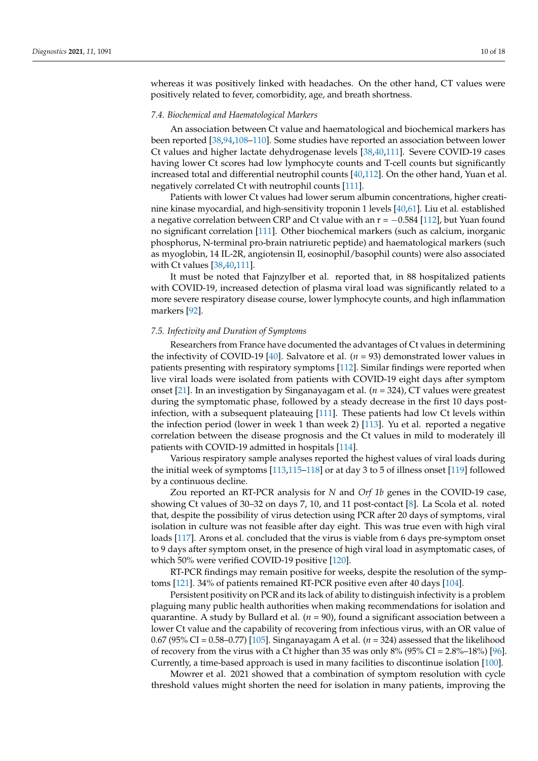whereas it was positively linked with headaches. On the other hand, CT values were positively related to fever, comorbidity, age, and breath shortness.

### 7.4. Biochemical and Haematological Markers

An association between Ct value and haematological and biochemical markers has been reported [38,94,108–110]. Some studies have reported an association between lower Ct values and higher lactate dehydrogenase levels [38,40,111]. Severe COVID-19 cases having lower Ct scores had low lymphocyte counts and T-cell counts but significantly increased total and differential neutrophil counts [40,112]. On the other hand, Yuan et al. negatively correlated Ct with neutrophil counts [111].

Patients with lower Ct values had lower serum albumin concentrations, higher creatinine kinase myocardial, and high-sensitivity troponin 1 levels [40,61]. Liu et al. established a negative correlation between CRP and Ct value with an $r = -0.584$ [112], but Yuan found no significant correlation [111]. Other biochemical markers (such as calcium, inorganic phosphorus, N-terminal pro-brain natriuretic peptide) and haematological markers (such as myoglobin, 14 IL-2R, angiotensin II, eosinophil/basophil counts) were also associated with Ct values [38,40,111].

It must be noted that Fajnzylber et al. reported that, in 88 hospitalized patients with COVID-19, increased detection of plasma viral load was significantly related to a more severe respiratory disease course, lower lymphocyte counts, and high inflammation markers [92].

### 7.5. Infectivity and Duration of Symptoms

Researchers from France have documented the advantages of Ct values in determining the infectivity of COVID-19 [40]. Salvatore et al. ($n = 93$) demonstrated lower values in patients presenting with respiratory symptoms [112]. Similar findings were reported when live viral loads were isolated from patients with COVID-19 eight days after symptom onset [21]. In an investigation by Singanayagam et al. ($n = 324$), CT values were greatest during the symptomatic phase, followed by a steady decrease in the first 10 days post-infection, with a subsequent plateauing [111]. These patients had low Ct levels within the infection period (lower in week 1 than week 2) [113]. Yu et al. reported a negative correlation between the disease prognosis and the Ct values in mild to moderately ill patients with COVID-19 admitted in hospitals [114].

Various respiratory sample analyses reported the highest values of viral loads during the initial week of symptoms [113,115–118] or at day 3 to 5 of illness onset [119] followed by a continuous decline.

Zou reported an RT-PCR analysis for *N* and *Orf 1b* genes in the COVID-19 case, showing Ct values of 30–32 on days 7, 10, and 11 post-contact [8]. La Scola et al. noted that, despite the possibility of virus detection using PCR after 20 days of symptoms, viral isolation in culture was not feasible after day eight. This was true even with high viral loads [117]. Arons et al. concluded that the virus is viable from 6 days pre-symptom onset to 9 days after symptom onset, in the presence of high viral load in asymptomatic cases, of which 50% were verified COVID-19 positive [120].

RT-PCR findings may remain positive for weeks, despite the resolution of the symptoms [121]. 34% of patients remained RT-PCR positive even after 40 days [104].

Persistent positivity on PCR and its lack of ability to distinguish infectivity is a problem plaguing many public health authorities when making recommendations for isolation and quarantine. A study by Bullard et al. ($n = 90$), found a significant association between a lower Ct value and the capability of recovering from infectious virus, with an OR value of 0.67 (95% CI = 0.58–0.77) [105]. Singanayagam A et al. ($n = 324$) assessed that the likelihood of recovery from the virus with a Ct higher than 35 was only 8% (95% CI = 2.8%–18%) [96]. Currently, a time-based approach is used in many facilities to discontinue isolation [100].

Mowrer et al. 2021 showed that a combination of symptom resolution with cycle threshold values might shorten the need for isolation in many patients, improving the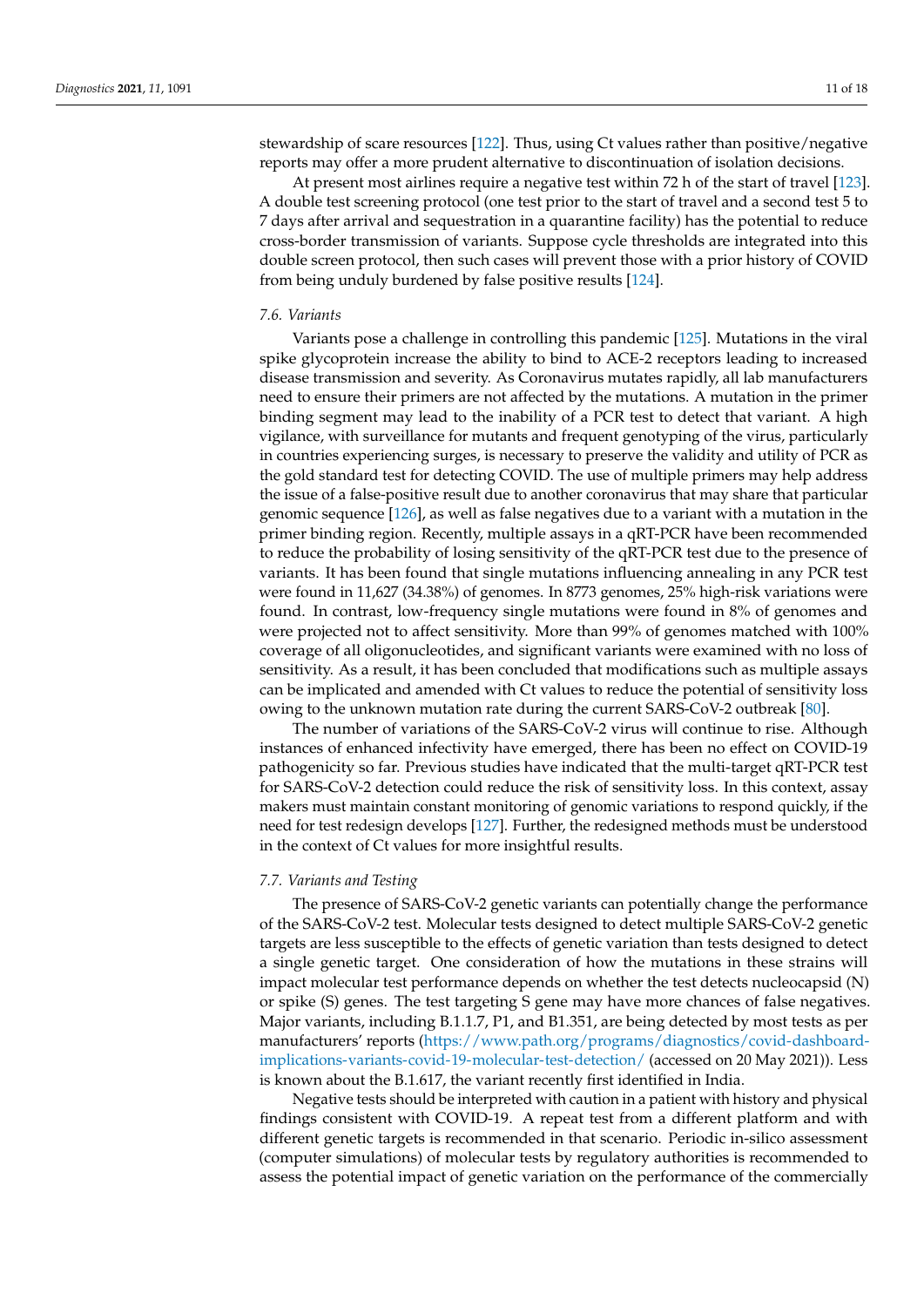stewardship of scare resources [122]. Thus, using Ct values rather than positive/negative reports may offer a more prudent alternative to discontinuation of isolation decisions.

At present most airlines require a negative test within 72 h of the start of travel [123]. A double test screening protocol (one test prior to the start of travel and a second test 5 to 7 days after arrival and sequestration in a quarantine facility) has the potential to reduce cross-border transmission of variants. Suppose cycle thresholds are integrated into this double screen protocol, then such cases will prevent those with a prior history of COVID from being unduly burdened by false positive results [124].

### *7.6. Variants*

Variants pose a challenge in controlling this pandemic [125]. Mutations in the viral spike glycoprotein increase the ability to bind to ACE-2 receptors leading to increased disease transmission and severity. As Coronavirus mutates rapidly, all lab manufacturers need to ensure their primers are not affected by the mutations. A mutation in the primer binding segment may lead to the inability of a PCR test to detect that variant. A high vigilance, with surveillance for mutants and frequent genotyping of the virus, particularly in countries experiencing surges, is necessary to preserve the validity and utility of PCR as the gold standard test for detecting COVID. The use of multiple primers may help address the issue of a false-positive result due to another coronavirus that may share that particular genomic sequence [126], as well as false negatives due to a variant with a mutation in the primer binding region. Recently, multiple assays in a qRT-PCR have been recommended to reduce the probability of losing sensitivity of the qRT-PCR test due to the presence of variants. It has been found that single mutations influencing annealing in any PCR test were found in 11,627 (34.38%) of genomes. In 8773 genomes, 25% high-risk variations were found. In contrast, low-frequency single mutations were found in 8% of genomes and were projected not to affect sensitivity. More than 99% of genomes matched with 100% coverage of all oligonucleotides, and significant variants were examined with no loss of sensitivity. As a result, it has been concluded that modifications such as multiple assays can be implicated and amended with Ct values to reduce the potential of sensitivity loss owing to the unknown mutation rate during the current SARS-CoV-2 outbreak [80].

The number of variations of the SARS-CoV-2 virus will continue to rise. Although instances of enhanced infectivity have emerged, there has been no effect on COVID-19 pathogenicity so far. Previous studies have indicated that the multi-target qRT-PCR test for SARS-CoV-2 detection could reduce the risk of sensitivity loss. In this context, assay makers must maintain constant monitoring of genomic variations to respond quickly, if the need for test redesign develops [127]. Further, the redesigned methods must be understood in the context of Ct values for more insightful results.

### *7.7. Variants and Testing*

The presence of SARS-CoV-2 genetic variants can potentially change the performance of the SARS-CoV-2 test. Molecular tests designed to detect multiple SARS-CoV-2 genetic targets are less susceptible to the effects of genetic variation than tests designed to detect a single genetic target. One consideration of how the mutations in these strains will impact molecular test performance depends on whether the test detects nucleocapsid (N) or spike (S) genes. The test targeting S gene may have more chances of false negatives. Major variants, including B.1.1.7, P1, and B1.351, are being detected by most tests as per manufacturers' reports (https://www.path.org/programs/diagnostics/covid-dashboard-implications-variants-covid-19-molecular-test-detection/ (accessed on 20 May 2021)). Less is known about the B.1.617, the variant recently first identified in India.

Negative tests should be interpreted with caution in a patient with history and physical findings consistent with COVID-19. A repeat test from a different platform and with different genetic targets is recommended in that scenario. Periodic in-silico assessment (computer simulations) of molecular tests by regulatory authorities is recommended to assess the potential impact of genetic variation on the performance of the commercially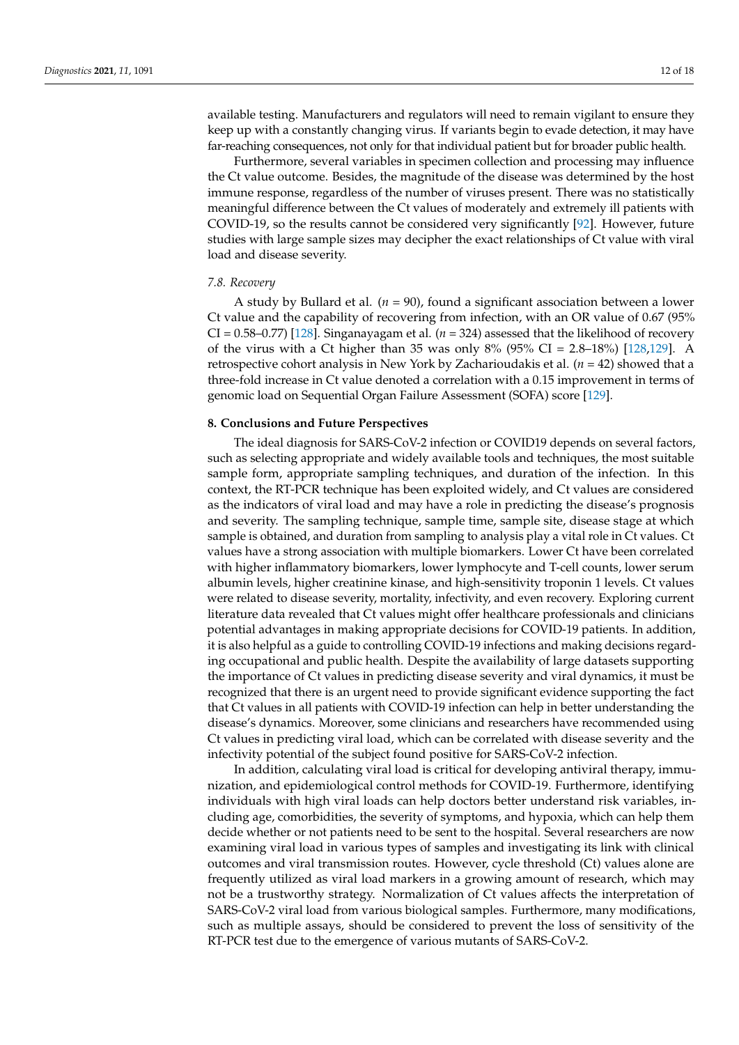available testing. Manufacturers and regulators will need to remain vigilant to ensure they keep up with a constantly changing virus. If variants begin to evade detection, it may have far-reaching consequences, not only for that individual patient but for broader public health.

Furthermore, several variables in specimen collection and processing may influence the Ct value outcome. Besides, the magnitude of the disease was determined by the host immune response, regardless of the number of viruses present. There was no statistically meaningful difference between the Ct values of moderately and extremely ill patients with COVID-19, so the results cannot be considered very significantly [92]. However, future studies with large sample sizes may decipher the exact relationships of Ct value with viral load and disease severity.

### *7.8. Recovery*

A study by Bullard et al. ($n = 90$), found a significant association between a lower Ct value and the capability of recovering from infection, with an OR value of 0.67 (95% CI = 0.58–0.77) [128]. Singanayagam et al. ($n = 324$) assessed that the likelihood of recovery of the virus with a Ct higher than 35 was only 8% (95% CI = 2.8–18%) [128,129]. A retrospective cohort analysis in New York by Zacharioudakis et al. ($n = 42$) showed that a three-fold increase in Ct value denoted a correlation with a 0.15 improvement in terms of genomic load on Sequential Organ Failure Assessment (SOFA) score [129].

## **8. Conclusions and Future Perspectives**

The ideal diagnosis for SARS-CoV-2 infection or COVID19 depends on several factors, such as selecting appropriate and widely available tools and techniques, the most suitable sample form, appropriate sampling techniques, and duration of the infection. In this context, the RT-PCR technique has been exploited widely, and Ct values are considered as the indicators of viral load and may have a role in predicting the disease's prognosis and severity. The sampling technique, sample time, sample site, disease stage at which sample is obtained, and duration from sampling to analysis play a vital role in Ct values. Ct values have a strong association with multiple biomarkers. Lower Ct have been correlated with higher inflammatory biomarkers, lower lymphocyte and T-cell counts, lower serum albumin levels, higher creatinine kinase, and high-sensitivity troponin 1 levels. Ct values were related to disease severity, mortality, infectivity, and even recovery. Exploring current literature data revealed that Ct values might offer healthcare professionals and clinicians potential advantages in making appropriate decisions for COVID-19 patients. In addition, it is also helpful as a guide to controlling COVID-19 infections and making decisions regarding occupational and public health. Despite the availability of large datasets supporting the importance of Ct values in predicting disease severity and viral dynamics, it must be recognized that there is an urgent need to provide significant evidence supporting the fact that Ct values in all patients with COVID-19 infection can help in better understanding the disease's dynamics. Moreover, some clinicians and researchers have recommended using Ct values in predicting viral load, which can be correlated with disease severity and the infectivity potential of the subject found positive for SARS-CoV-2 infection.

In addition, calculating viral load is critical for developing antiviral therapy, immunization, and epidemiological control methods for COVID-19. Furthermore, identifying individuals with high viral loads can help doctors better understand risk variables, including age, comorbidities, the severity of symptoms, and hypoxia, which can help them decide whether or not patients need to be sent to the hospital. Several researchers are now examining viral load in various types of samples and investigating its link with clinical outcomes and viral transmission routes. However, cycle threshold (Ct) values alone are frequently utilized as viral load markers in a growing amount of research, which may not be a trustworthy strategy. Normalization of Ct values affects the interpretation of SARS-CoV-2 viral load from various biological samples. Furthermore, many modifications, such as multiple assays, should be considered to prevent the loss of sensitivity of the RT-PCR test due to the emergence of various mutants of SARS-CoV-2.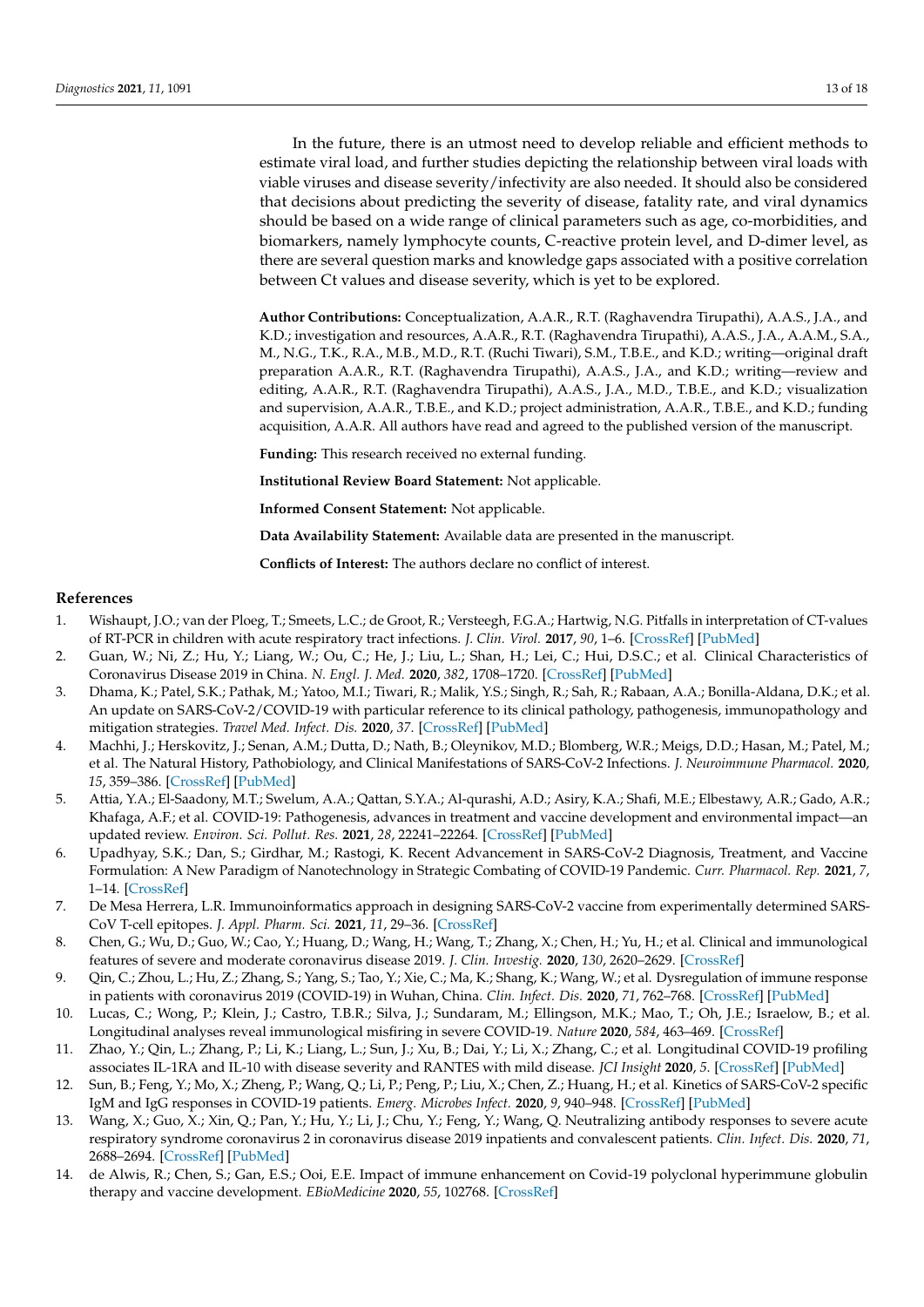In the future, there is an utmost need to develop reliable and efficient methods to estimate viral load, and further studies depicting the relationship between viral loads with viable viruses and disease severity/infectivity are also needed. It should also be considered that decisions about predicting the severity of disease, fatality rate, and viral dynamics should be based on a wide range of clinical parameters such as age, co-morbidities, and biomarkers, namely lymphocyte counts, C-reactive protein level, and D-dimer level, as there are several question marks and knowledge gaps associated with a positive correlation between Ct values and disease severity, which is yet to be explored.

**Author Contributions:** Conceptualization, A.A.R., R.T. (Raghavendra Tirupathi), A.A.S., J.A., and K.D.; investigation and resources, A.A.R., R.T. (Raghavendra Tirupathi), A.A.S., J.A., A.A.M., S.A., M., N.G., T.K., R.A., M.B., M.D., R.T. (Ruchi Tiwari), S.M., T.B.E., and K.D.; writing—original draft preparation A.A.R., R.T. (Raghavendra Tirupathi), A.A.S., J.A., and K.D.; writing—review and editing, A.A.R., R.T. (Raghavendra Tirupathi), A.A.S., J.A., M.D., T.B.E., and K.D.; visualization and supervision, A.A.R., T.B.E., and K.D.; project administration, A.A.R., T.B.E., and K.D.; funding acquisition, A.A.R. All authors have read and agreed to the published version of the manuscript.

**Funding:** This research received no external funding.

**Institutional Review Board Statement:** Not applicable.

**Informed Consent Statement:** Not applicable.

**Data Availability Statement:** Available data are presented in the manuscript.

**Conflicts of Interest:** The authors declare no conflict of interest.

## References

1. Wishaupt, J.O.; van der Ploeg, T.; Smeets, L.C.; de Groot, R.; Versteegh, F.G.A.; Hartwig, N.G. Pitfalls in interpretation of CT-values of RT-PCR in children with acute respiratory tract infections. *J. Clin. Virol.* **2017**, *90*, 1–6. [CrossRef] [PubMed]
2. Guan, W.; Ni, Z.; Hu, Y.; Liang, W.; Ou, C.; He, J.; Liu, L.; Shan, H.; Lei, C.; Hui, D.S.C.; et al. Clinical Characteristics of Coronavirus Disease 2019 in China. *N. Engl. J. Med.* **2020**, *382*, 1708–1720. [CrossRef] [PubMed]
3. Dhama, K.; Patel, S.K.; Pathak, M.; Yatoo, M.I.; Tiwari, R.; Malik, Y.S.; Singh, R.; Sah, R.; Rabaan, A.A.; Bonilla-Aldana, D.K.; et al. An update on SARS-CoV-2/COVID-19 with particular reference to its clinical pathology, pathogenesis, immunopathology and mitigation strategies. *Travel Med. Infect. Dis.* **2020**, *37*. [CrossRef] [PubMed]
4. Machhi, J.; Herskovitz, J.; Senan, A.M.; Dutta, D.; Nath, B.; Oleynikov, M.D.; Blomberg, W.R.; Meigs, D.D.; Hasan, M.; Patel, M.; et al. The Natural History, Pathobiology, and Clinical Manifestations of SARS-CoV-2 Infections. *J. Neuroimmune Pharmacol.* **2020**, *15*, 359–386. [CrossRef] [PubMed]
5. Attia, Y.A.; El-Saadony, M.T.; Swelum, A.A.; Qattan, S.Y.A.; Al-qurashi, A.D.; Asiry, K.A.; Shafi, M.E.; Elbestawy, A.R.; Gado, A.R.; Khafaga, A.F.; et al. COVID-19: Pathogenesis, advances in treatment and vaccine development and environmental impact—an updated review. *Environ. Sci. Pollut. Res.* **2021**, *28*, 22241–22264. [CrossRef] [PubMed]
6. Upadhyay, S.K.; Dan, S.; Girdhar, M.; Rastogi, K. Recent Advancement in SARS-CoV-2 Diagnosis, Treatment, and Vaccine Formulation: A New Paradigm of Nanotechnology in Strategic Combating of COVID-19 Pandemic. *Curr. Pharmacol. Rep.* **2021**, *7*, 1–14. [CrossRef]
7. De Mesa Herrera, L.R. Immunoinformatics approach in designing SARS-CoV-2 vaccine from experimentally determined SARS-CoV T-cell epitopes. *J. Appl. Pharm. Sci.* **2021**, *11*, 29–36. [CrossRef]
8. Chen, G.; Wu, D.; Guo, W.; Cao, Y.; Huang, D.; Wang, H.; Wang, T.; Zhang, X.; Chen, H.; Yu, H.; et al. Clinical and immunological features of severe and moderate coronavirus disease 2019. *J. Clin. Investig.* **2020**, *130*, 2620–2629. [CrossRef]
9. Qin, C.; Zhou, L.; Hu, Z.; Zhang, S.; Yang, S.; Tao, Y.; Xie, C.; Ma, K.; Shang, K.; Wang, W.; et al. Dysregulation of immune response in patients with coronavirus 2019 (COVID-19) in Wuhan, China. *Clin. Infect. Dis.* **2020**, *71*, 762–768. [CrossRef] [PubMed]
10. Lucas, C.; Wong, P.; Klein, J.; Castro, T.B.R.; Silva, J.; Sundaram, M.; Ellingson, M.K.; Mao, T.; Oh, J.E.; Israelow, B.; et al. Longitudinal analyses reveal immunological misfiring in severe COVID-19. *Nature* **2020**, *584*, 463–469. [CrossRef]
11. Zhao, Y.; Qin, L.; Zhang, P.; Li, K.; Liang, L.; Sun, J.; Xu, B.; Dai, Y.; Li, X.; Zhang, C.; et al. Longitudinal COVID-19 profiling associates IL-1RA and IL-10 with disease severity and RANTES with mild disease. *JCI Insight* **2020**, *5*. [CrossRef] [PubMed]
12. Sun, B.; Feng, Y.; Mo, X.; Zheng, P.; Wang, Q.; Li, P.; Peng, P.; Liu, X.; Chen, Z.; Huang, H.; et al. Kinetics of SARS-CoV-2 specific IgM and IgG responses in COVID-19 patients. *Emerg. Microbes Infect.* **2020**, *9*, 940–948. [CrossRef] [PubMed]
13. Wang, X.; Guo, X.; Xin, Q.; Pan, Y.; Hu, Y.; Li, J.; Chu, Y.; Feng, Y.; Wang, Q. Neutralizing antibody responses to severe acute respiratory syndrome coronavirus 2 in coronavirus disease 2019 inpatients and convalescent patients. *Clin. Infect. Dis.* **2020**, *71*, 2688–2694. [CrossRef] [PubMed]
14. de Alwis, R.; Chen, S.; Gan, E.S.; Ooi, E.E. Impact of immune enhancement on Covid-19 polyclonal hyperimmune globulin therapy and vaccine development. *EBioMedicine* **2020**, *55*, 102768. [CrossRef]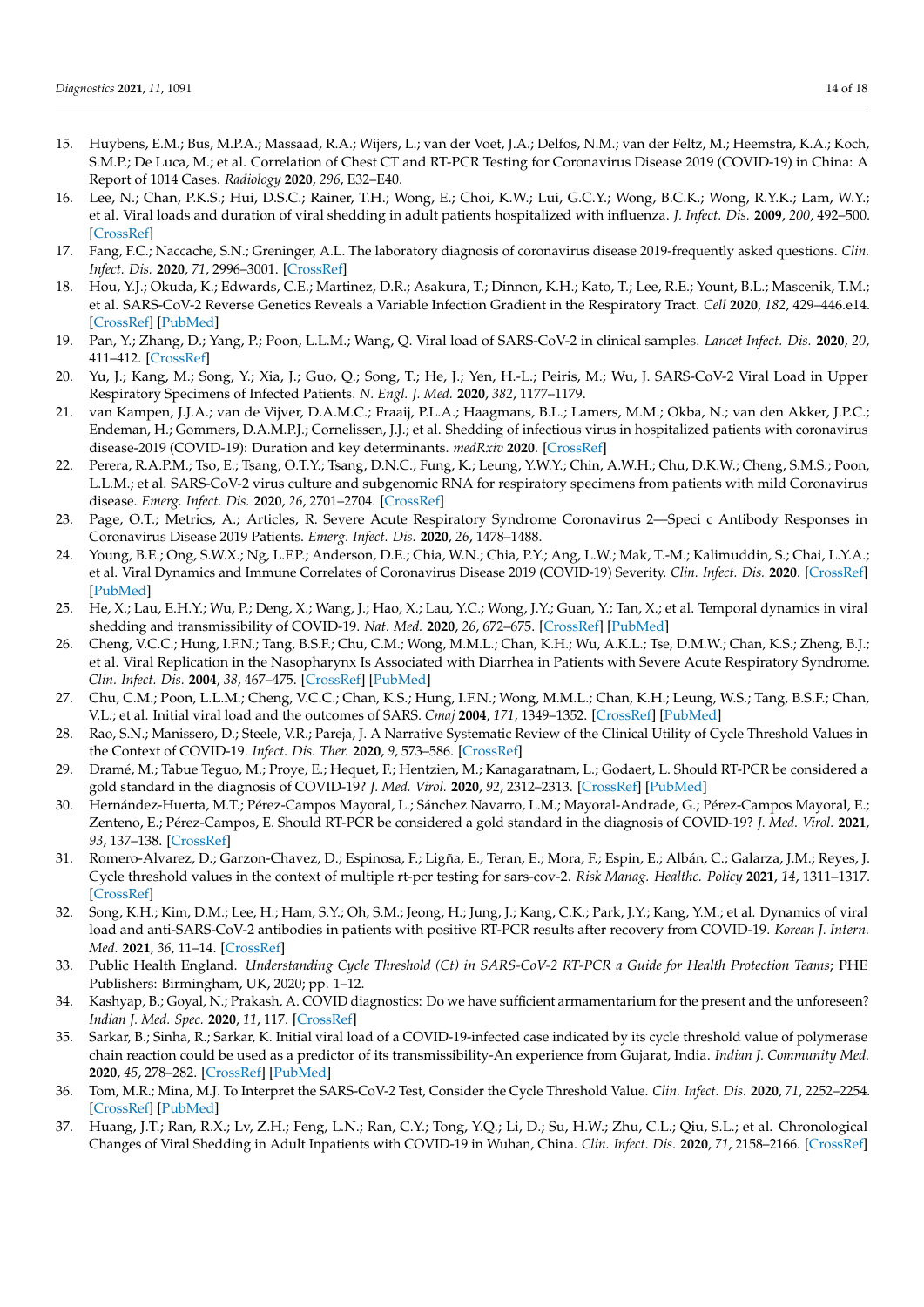15. Huybens, E.M.; Bus, M.P.A.; Massaad, R.A.; Wijers, L.; van der Voet, J.A.; Delfos, N.M.; van der Feltz, M.; Heemstra, K.A.; Koch, S.M.P.; De Luca, M.; et al. Correlation of Chest CT and RT-PCR Testing for Coronavirus Disease 2019 (COVID-19) in China: A Report of 1014 Cases. *Radiology* **2020**, *296*, E32–E40.
16. Lee, N.; Chan, P.K.S.; Hui, D.S.C.; Rainer, T.H.; Wong, E.; Choi, K.W.; Lui, G.C.Y.; Wong, B.C.K.; Wong, R.Y.K.; Lam, W.Y.; et al. Viral loads and duration of viral shedding in adult patients hospitalized with influenza. *J. Infect. Dis.* **2009**, *200*, 492–500. [CrossRef]
17. Fang, F.C.; Naccache, S.N.; Greninger, A.L. The laboratory diagnosis of coronavirus disease 2019-frequently asked questions. *Clin. Infect. Dis.* **2020**, *71*, 2996–3001. [CrossRef]
18. Hou, Y.J.; Okuda, K.; Edwards, C.E.; Martinez, D.R.; Asakura, T.; Dinnon, K.H.; Kato, T.; Lee, R.E.; Yount, B.L.; Mascenik, T.M.; et al. SARS-CoV-2 Reverse Genetics Reveals a Variable Infection Gradient in the Respiratory Tract. *Cell* **2020**, *182*, 429–446.e14. [CrossRef] [PubMed]
19. Pan, Y.; Zhang, D.; Yang, P.; Poon, L.L.M.; Wang, Q. Viral load of SARS-CoV-2 in clinical samples. *Lancet Infect. Dis.* **2020**, *20*, 411–412. [CrossRef]
20. Yu, J.; Kang, M.; Song, Y.; Xia, J.; Guo, Q.; Song, T.; He, J.; Yen, H.-L.; Peiris, M.; Wu, J. SARS-CoV-2 Viral Load in Upper Respiratory Specimens of Infected Patients. *N. Engl. J. Med.* **2020**, *382*, 1177–1179.
21. van Kampen, J.J.A.; van de Vijver, D.A.M.C.; Fraaij, P.L.A.; Haagmans, B.L.; Lamers, M.M.; Okba, N.; van den Akker, J.P.C.; Endeman, H.; Gommers, D.A.M.P.J.; Cornelissen, J.J.; et al. Shedding of infectious virus in hospitalized patients with coronavirus disease-2019 (COVID-19): Duration and key determinants. *medRxiv* **2020**. [CrossRef]
22. Perera, R.A.P.M.; Tso, E.; Tsang, O.T.Y.; Tsang, D.N.C.; Fung, K.; Leung, Y.W.Y.; Chin, A.W.H.; Chu, D.K.W.; Cheng, S.M.S.; Poon, L.L.M.; et al. SARS-CoV-2 virus culture and subgenomic RNA for respiratory specimens from patients with mild Coronavirus disease. *Emerg. Infect. Dis.* **2020**, *26*, 2701–2704. [CrossRef]
23. Page, O.T.; Metrics, A.; Articles, R. Severe Acute Respiratory Syndrome Coronavirus 2—Speci c Antibody Responses in Coronavirus Disease 2019 Patients. *Emerg. Infect. Dis.* **2020**, *26*, 1478–1488.
24. Young, B.E.; Ong, S.W.X.; Ng, L.F.P.; Anderson, D.E.; Chia, W.N.; Chia, P.Y.; Ang, L.W.; Mak, T.-M.; Kalimuddin, S.; Chai, L.Y.A.; et al. Viral Dynamics and Immune Correlates of Coronavirus Disease 2019 (COVID-19) Severity. *Clin. Infect. Dis.* **2020**. [CrossRef] [PubMed]
25. He, X.; Lau, E.H.Y.; Wu, P.; Deng, X.; Wang, J.; Hao, X.; Lau, Y.C.; Wong, J.Y.; Guan, Y.; Tan, X.; et al. Temporal dynamics in viral shedding and transmissibility of COVID-19. *Nat. Med.* **2020**, *26*, 672–675. [CrossRef] [PubMed]
26. Cheng, V.C.C.; Hung, I.F.N.; Tang, B.S.F.; Chu, C.M.; Wong, M.M.L.; Chan, K.H.; Wu, A.K.L.; Tse, D.M.W.; Chan, K.S.; Zheng, B.J.; et al. Viral Replication in the Nasopharynx Is Associated with Diarrhea in Patients with Severe Acute Respiratory Syndrome. *Clin. Infect. Dis.* **2004**, *38*, 467–475. [CrossRef] [PubMed]
27. Chu, C.M.; Poon, L.L.M.; Cheng, V.C.C.; Chan, K.S.; Hung, I.F.N.; Wong, M.M.L.; Chan, K.H.; Leung, W.S.; Tang, B.S.F.; Chan, V.L.; et al. Initial viral load and the outcomes of SARS. *Cmaj* **2004**, *171*, 1349–1352. [CrossRef] [PubMed]
28. Rao, S.N.; Manissero, D.; Steele, V.R.; Pareja, J. A Narrative Systematic Review of the Clinical Utility of Cycle Threshold Values in the Context of COVID-19. *Infect. Dis. Ther.* **2020**, *9*, 573–586. [CrossRef]
29. Dramé, M.; Tabue Teguo, M.; Proye, E.; Hequet, F.; Hentzien, M.; Kanagaratnam, L.; Godaert, L. Should RT-PCR be considered a gold standard in the diagnosis of COVID-19? *J. Med. Virol.* **2020**, *92*, 2312–2313. [CrossRef] [PubMed]
30. Hernández-Huerta, M.T.; Pérez-Campos Mayoral, L.; Sánchez Navarro, L.M.; Mayoral-Andrade, G.; Pérez-Campos Mayoral, E.; Zenteno, E.; Pérez-Campos, E. Should RT-PCR be considered a gold standard in the diagnosis of COVID-19? *J. Med. Virol.* **2021**, *93*, 137–138. [CrossRef]
31. Romero-Alvarez, D.; Garzon-Chavez, D.; Espinosa, F.; Ligña, E.; Teran, E.; Mora, F.; Espin, E.; Albán, C.; Galarza, J.M.; Reyes, J. Cycle threshold values in the context of multiple rt-pcr testing for sars-cov-2. *Risk Manag. Healthc. Policy* **2021**, *14*, 1311–1317. [CrossRef]
32. Song, K.H.; Kim, D.M.; Lee, H.; Ham, S.Y.; Oh, S.M.; Jeong, H.; Jung, J.; Kang, C.K.; Park, J.Y.; Kang, Y.M.; et al. Dynamics of viral load and anti-SARS-CoV-2 antibodies in patients with positive RT-PCR results after recovery from COVID-19. *Korean J. Intern. Med.* **2021**, *36*, 11–14. [CrossRef]
33. Public Health England. *Understanding Cycle Threshold (Ct) in SARS-CoV-2 RT-PCR a Guide for Health Protection Teams*; PHE Publishers: Birmingham, UK, 2020; pp. 1–12.
34. Kashyap, B.; Goyal, N.; Prakash, A. COVID diagnostics: Do we have sufficient armamentarium for the present and the unforeseen? *Indian J. Med. Spec.* **2020**, *11*, 117. [CrossRef]
35. Sarkar, B.; Sinha, R.; Sarkar, K. Initial viral load of a COVID-19-infected case indicated by its cycle threshold value of polymerase chain reaction could be used as a predictor of its transmissibility-An experience from Gujarat, India. *Indian J. Community Med.* **2020**, *45*, 278–282. [CrossRef] [PubMed]
36. Tom, M.R.; Mina, M.J. To Interpret the SARS-CoV-2 Test, Consider the Cycle Threshold Value. *Clin. Infect. Dis.* **2020**, *71*, 2252–2254. [CrossRef] [PubMed]
37. Huang, J.T.; Ran, R.X.; Lv, Z.H.; Feng, L.N.; Ran, C.Y.; Tong, Y.Q.; Li, D.; Su, H.W.; Zhu, C.L.; Qiu, S.L.; et al. Chronological Changes of Viral Shedding in Adult Inpatients with COVID-19 in Wuhan, China. *Clin. Infect. Dis.* **2020**, *71*, 2158–2166. [CrossRef]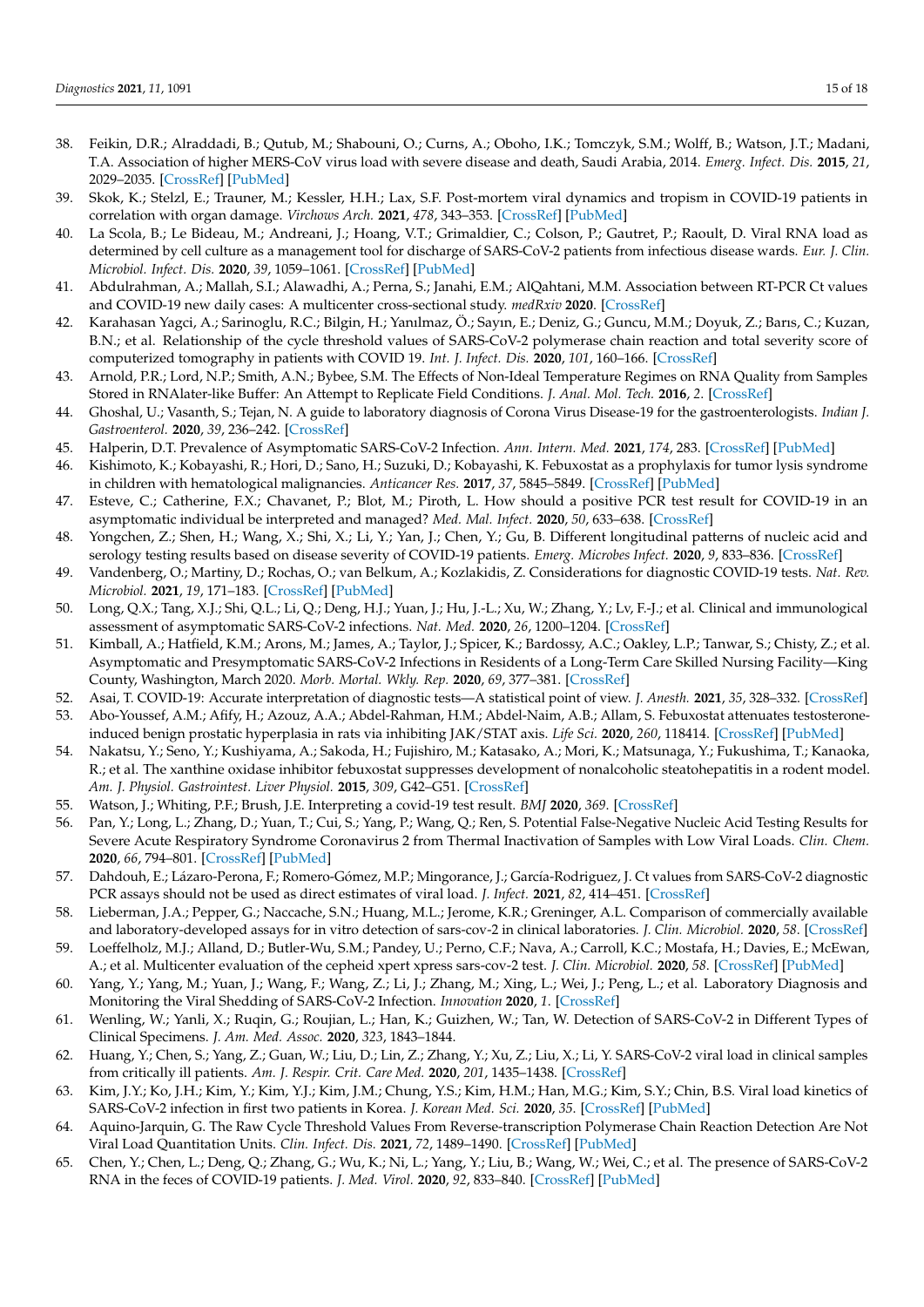38. Feikin, D.R.; Alraddadi, B.; Qutub, M.; Shabouni, O.; Curns, A.; Oboho, I.K.; Tomczyk, S.M.; Wolff, B.; Watson, J.T.; Madani, T.A. Association of higher MERS-CoV virus load with severe disease and death, Saudi Arabia, 2014. *Emerg. Infect. Dis.* **2015**, *21*, 2029–2035. [CrossRef] [PubMed]
39. Skok, K.; Stelzl, E.; Trauner, M.; Kessler, H.H.; Lax, S.F. Post-mortem viral dynamics and tropism in COVID-19 patients in correlation with organ damage. *Virchows Arch.* **2021**, *478*, 343–353. [CrossRef] [PubMed]
40. La Scola, B.; Le Bideau, M.; Andreani, J.; Hoang, V.T.; Grimaldier, C.; Colson, P.; Gautret, P.; Raoult, D. Viral RNA load as determined by cell culture as a management tool for discharge of SARS-CoV-2 patients from infectious disease wards. *Eur. J. Clin. Microbiol. Infect. Dis.* **2020**, *39*, 1059–1061. [CrossRef] [PubMed]
41. Abdulrahman, A.; Mallah, S.I.; Alawadhi, A.; Perna, S.; Janahi, E.M.; AlQahtani, M.M. Association between RT-PCR Ct values and COVID-19 new daily cases: A multicenter cross-sectional study. *medRxiv* **2020**. [CrossRef]
42. Karahasan Yagci, A.; Sarinoglu, R.C.; Bilgin, H.; Yanılmaz, Ö.; Sayın, E.; Deniz, G.; Guncu, M.M.; Doyuk, Z.; Barıs, C.; Kuzan, B.N.; et al. Relationship of the cycle threshold values of SARS-CoV-2 polymerase chain reaction and total severity score of computerized tomography in patients with COVID 19. *Int. J. Infect. Dis.* **2020**, *101*, 160–166. [CrossRef]
43. Arnold, P.R.; Lord, N.P.; Smith, A.N.; Bybee, S.M. The Effects of Non-Ideal Temperature Regimes on RNA Quality from Samples Stored in RNAlater-like Buffer: An Attempt to Replicate Field Conditions. *J. Anal. Mol. Tech.* **2016**, *2*. [CrossRef]
44. Ghoshal, U.; Vasanth, S.; Tejan, N. A guide to laboratory diagnosis of Corona Virus Disease-19 for the gastroenterologists. *Indian J. Gastroenterol.* **2020**, *39*, 236–242. [CrossRef]
45. Halperin, D.T. Prevalence of Asymptomatic SARS-CoV-2 Infection. *Ann. Intern. Med.* **2021**, *174*, 283. [CrossRef] [PubMed]
46. Kishimoto, K.; Kobayashi, R.; Hori, D.; Sano, H.; Suzuki, D.; Kobayashi, K. Febuxostat as a prophylaxis for tumor lysis syndrome in children with hematological malignancies. *Anticancer Res.* **2017**, *37*, 5845–5849. [CrossRef] [PubMed]
47. Esteve, C.; Catherine, F.X.; Chavanet, P.; Blot, M.; Piroth, L. How should a positive PCR test result for COVID-19 in an asymptomatic individual be interpreted and managed? *Med. Mal. Infect.* **2020**, *50*, 633–638. [CrossRef]
48. Yongchen, Z.; Shen, H.; Wang, X.; Shi, X.; Li, Y.; Yan, J.; Chen, Y.; Gu, B. Different longitudinal patterns of nucleic acid and serology testing results based on disease severity of COVID-19 patients. *Emerg. Microbes Infect.* **2020**, *9*, 833–836. [CrossRef]
49. Vandenberg, O.; Martiny, D.; Rochas, O.; van Belkum, A.; Kozlakidis, Z. Considerations for diagnostic COVID-19 tests. *Nat. Rev. Microbiol.* **2021**, *19*, 171–183. [CrossRef] [PubMed]
50. Long, Q.X.; Tang, X.J.; Shi, Q.L.; Li, Q.; Deng, H.J.; Yuan, J.; Hu, J.-L.; Xu, W.; Zhang, Y.; Lv, F.-J.; et al. Clinical and immunological assessment of asymptomatic SARS-CoV-2 infections. *Nat. Med.* **2020**, *26*, 1200–1204. [CrossRef]
51. Kimball, A.; Hatfield, K.M.; Arons, M.; James, A.; Taylor, J.; Spicer, K.; Bardossy, A.C.; Oakley, L.P.; Tanwar, S.; Chisty, Z.; et al. Asymptomatic and Presymptomatic SARS-CoV-2 Infections in Residents of a Long-Term Care Skilled Nursing Facility—King County, Washington, March 2020. *Morb. Mortal. Wkly. Rep.* **2020**, *69*, 377–381. [CrossRef]
52. Asai, T. COVID-19: Accurate interpretation of diagnostic tests—A statistical point of view. *J. Anesth.* **2021**, *35*, 328–332. [CrossRef]
53. Abo-Youssef, A.M.; Afify, H.; Azouz, A.A.; Abdel-Rahman, H.M.; Abdel-Naim, A.B.; Allam, S. Febuxostat attenuates testosterone-induced benign prostatic hyperplasia in rats via inhibiting JAK/STAT axis. *Life Sci.* **2020**, *260*, 118414. [CrossRef] [PubMed]
54. Nakatsu, Y.; Seno, Y.; Kushiyama, A.; Sakoda, H.; Fujishiro, M.; Katasako, A.; Mori, K.; Matsunaga, Y.; Fukushima, T.; Kanaoka, R.; et al. The xanthine oxidase inhibitor febuxostat suppresses development of nonalcoholic steatohepatitis in a rodent model. *Am. J. Physiol. Gastrointest. Liver Physiol.* **2015**, *309*, G42–G51. [CrossRef]
55. Watson, J.; Whiting, P.F.; Brush, J.E. Interpreting a covid-19 test result. *BMJ* **2020**, *369*. [CrossRef]
56. Pan, Y.; Long, L.; Zhang, D.; Yuan, T.; Cui, S.; Yang, P.; Wang, Q.; Ren, S. Potential False-Negative Nucleic Acid Testing Results for Severe Acute Respiratory Syndrome Coronavirus 2 from Thermal Inactivation of Samples with Low Viral Loads. *Clin. Chem.* **2020**, *66*, 794–801. [CrossRef] [PubMed]
57. Dahdouh, E.; Lázaro-Perona, F.; Romero-Gómez, M.P.; Mingorance, J.; García-Rodriguez, J. Ct values from SARS-CoV-2 diagnostic PCR assays should not be used as direct estimates of viral load. *J. Infect.* **2021**, *82*, 414–451. [CrossRef]
58. Lieberman, J.A.; Pepper, G.; Naccache, S.N.; Huang, M.L.; Jerome, K.R.; Greninger, A.L. Comparison of commercially available and laboratory-developed assays for in vitro detection of sars-cov-2 in clinical laboratories. *J. Clin. Microbiol.* **2020**, *58*. [CrossRef]
59. Loeffelholz, M.J.; Alland, D.; Butler-Wu, S.M.; Pandey, U.; Perno, C.F.; Nava, A.; Carroll, K.C.; Mostafa, H.; Davies, E.; McEwan, A.; et al. Multicenter evaluation of the cepheid xpert xpress sars-cov-2 test. *J. Clin. Microbiol.* **2020**, *58*. [CrossRef] [PubMed]
60. Yang, Y.; Yang, M.; Yuan, J.; Wang, F.; Wang, Z.; Li, J.; Zhang, M.; Xing, L.; Wei, J.; Peng, L.; et al. Laboratory Diagnosis and Monitoring the Viral Shedding of SARS-CoV-2 Infection. *Innovation* **2020**, *1*. [CrossRef]
61. Wenling, W.; Yanli, X.; Ruqin, G.; Roujian, L.; Han, K.; Guizhen, W.; Tan, W. Detection of SARS-CoV-2 in Different Types of Clinical Specimens. *J. Am. Med. Assoc.* **2020**, *323*, 1843–1844.
62. Huang, Y.; Chen, S.; Yang, Z.; Guan, W.; Liu, D.; Lin, Z.; Zhang, Y.; Xu, Z.; Liu, X.; Li, Y. SARS-CoV-2 viral load in clinical samples from critically ill patients. *Am. J. Respir. Crit. Care Med.* **2020**, *201*, 1435–1438. [CrossRef]
63. Kim, J.Y.; Ko, J.H.; Kim, Y.; Kim, Y.J.; Kim, J.M.; Chung, Y.S.; Kim, H.M.; Han, M.G.; Kim, S.Y.; Chin, B.S. Viral load kinetics of SARS-CoV-2 infection in first two patients in Korea. *J. Korean Med. Sci.* **2020**, *35*. [CrossRef] [PubMed]
64. Aquino-Jarquin, G. The Raw Cycle Threshold Values From Reverse-transcription Polymerase Chain Reaction Detection Are Not Viral Load Quantitation Units. *Clin. Infect. Dis.* **2021**, *72*, 1489–1490. [CrossRef] [PubMed]
65. Chen, Y.; Chen, L.; Deng, Q.; Zhang, G.; Wu, K.; Ni, L.; Yang, Y.; Liu, B.; Wang, W.; Wei, C.; et al. The presence of SARS-CoV-2 RNA in the feces of COVID-19 patients. *J. Med. Virol.* **2020**, *92*, 833–840. [CrossRef] [PubMed]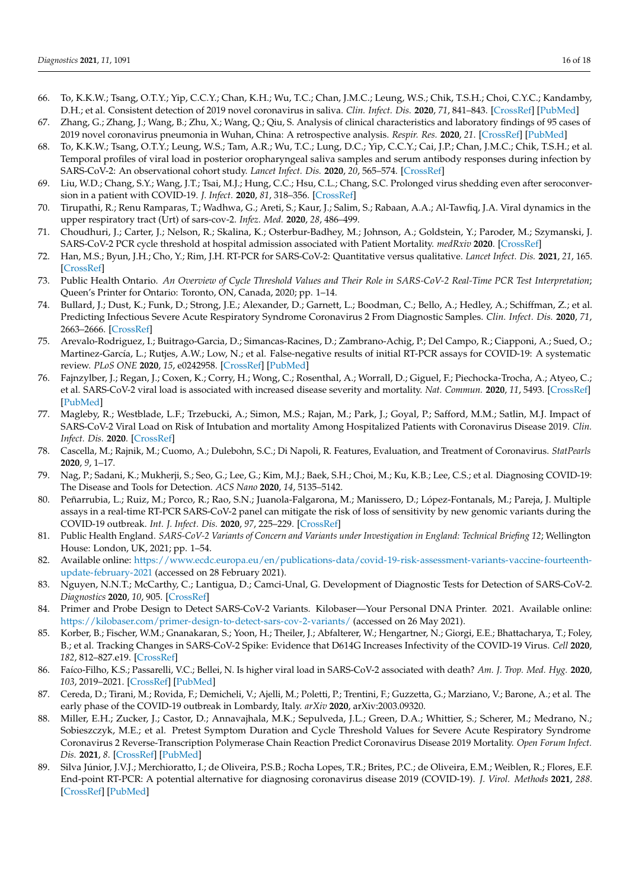66. To, K.K.W.; Tsang, O.T.Y.; Yip, C.C.Y.; Chan, K.H.; Wu, T.C.; Chan, J.M.C.; Leung, W.S.; Chik, T.S.H.; Choi, C.Y.C.; Kandamby, D.H.; et al. Consistent detection of 2019 novel coronavirus in saliva. *Clin. Infect. Dis.* **2020**, *71*, 841–843. [CrossRef] [PubMed]
67. Zhang, G.; Zhang, J.; Wang, B.; Zhu, X.; Wang, Q.; Qiu, S. Analysis of clinical characteristics and laboratory findings of 95 cases of 2019 novel coronavirus pneumonia in Wuhan, China: A retrospective analysis. *Respir. Res.* **2020**, *21*. [CrossRef] [PubMed]
68. To, K.K.W.; Tsang, O.T.Y.; Leung, W.S.; Tam, A.R.; Wu, T.C.; Lung, D.C.; Yip, C.C.Y.; Cai, J.P.; Chan, J.M.C.; Chik, T.S.H.; et al. Temporal profiles of viral load in posterior oropharyngeal saliva samples and serum antibody responses during infection by SARS-CoV-2: An observational cohort study. *Lancet Infect. Dis.* **2020**, *20*, 565–574. [CrossRef]
69. Liu, W.D.; Chang, S.Y.; Wang, J.T.; Tsai, M.J.; Hung, C.C.; Hsu, C.L.; Chang, S.C. Prolonged virus shedding even after seroconversion in a patient with COVID-19. *J. Infect.* **2020**, *81*, 318–356. [CrossRef]
70. Tirupathi, R.; Renu Ramparas, T.; Wadhwa, G.; Areti, S.; Kaur, J.; Salim, S.; Rabaan, A.A.; Al-Tawfiq, J.A. Viral dynamics in the upper respiratory tract (Urt) of sars-cov-2. *Infez. Med.* **2020**, *28*, 486–499.
71. Choudhuri, J.; Carter, J.; Nelson, R.; Skalina, K.; Osterbur-Badhey, M.; Johnson, A.; Goldstein, Y.; Paroder, M.; Szymanski, J. SARS-CoV-2 PCR cycle threshold at hospital admission associated with Patient Mortality. *medRxiv* **2020**. [CrossRef]
72. Han, M.S.; Byun, J.H.; Cho, Y.; Rim, J.H. RT-PCR for SARS-CoV-2: Quantitative versus qualitative. *Lancet Infect. Dis.* **2021**, *21*, 165. [CrossRef]
73. Public Health Ontario. *An Overview of Cycle Threshold Values and Their Role in SARS-CoV-2 Real-Time PCR Test Interpretation*; Queen's Printer for Ontario: Toronto, ON, Canada, 2020; pp. 1–14.
74. Bullard, J.; Dust, K.; Funk, D.; Strong, J.E.; Alexander, D.; Garnett, L.; Boodman, C.; Bello, A.; Hedley, A.; Schiffman, Z.; et al. Predicting Infectious Severe Acute Respiratory Syndrome Coronavirus 2 From Diagnostic Samples. *Clin. Infect. Dis.* **2020**, *71*, 2663–2666. [CrossRef]
75. Arevalo-Rodriguez, I.; Buitrago-Garcia, D.; Simancas-Racines, D.; Zambrano-Achig, P.; Del Campo, R.; Ciapponi, A.; Sued, O.; Martinez-García, L.; Rutjes, A.W.; Low, N.; et al. False-negative results of initial RT-PCR assays for COVID-19: A systematic review. *PLoS ONE* **2020**, *15*, e0242958. [CrossRef] [PubMed]
76. Fajnzylber, J.; Regan, J.; Coxen, K.; Corry, H.; Wong, C.; Rosenthal, A.; Worrall, D.; Giguel, F.; Piechocka-Trocha, A.; Atyeo, C.; et al. SARS-CoV-2 viral load is associated with increased disease severity and mortality. *Nat. Commun.* **2020**, *11*, 5493. [CrossRef] [PubMed]
77. Magleby, R.; Westblade, L.F.; Trzebucki, A.; Simon, M.S.; Rajan, M.; Park, J.; Goyal, P.; Safford, M.M.; Satlin, M.J. Impact of SARS-CoV-2 Viral Load on Risk of Intubation and mortality Among Hospitalized Patients with Coronavirus Disease 2019. *Clin. Infect. Dis.* **2020**. [CrossRef]
78. Cascella, M.; Rajnik, M.; Cuomo, A.; Dulebohn, S.C.; Di Napoli, R. Features, Evaluation, and Treatment of Coronavirus. *StatPearls* **2020**, *9*, 1–17.
79. Nag, P.; Sadani, K.; Mukherji, S.; Seo, G.; Lee, G.; Kim, M.J.; Baek, S.H.; Choi, M.; Ku, K.B.; Lee, C.S.; et al. Diagnosing COVID-19: The Disease and Tools for Detection. *ACS Nano* **2020**, *14*, 5135–5142.
80. Peñarrubia, L.; Ruiz, M.; Porco, R.; Rao, S.N.; Juanola-Falgarona, M.; Manissero, D.; López-Fontanals, M.; Pareja, J. Multiple assays in a real-time RT-PCR SARS-CoV-2 panel can mitigate the risk of loss of sensitivity by new genomic variants during the COVID-19 outbreak. *Int. J. Infect. Dis.* **2020**, *97*, 225–229. [CrossRef]
81. Public Health England. *SARS-CoV-2 Variants of Concern and Variants under Investigation in England: Technical Briefing 12*; Wellington House: London, UK, 2021; pp. 1–54.
82. Available online: https://www.ecdc.europa.eu/en/publications-data/covid-19-risk-assessment-variants-vaccine-fourteenth-update-february-2021 (accessed on 28 February 2021).
83. Nguyen, N.N.T.; McCarthy, C.; Lantigua, D.; Camci-Unal, G. Development of Diagnostic Tests for Detection of SARS-CoV-2. *Diagnostics* **2020**, *10*, 905. [CrossRef]
84. Primer and Probe Design to Detect SARS-CoV-2 Variants. Kilobaser—Your Personal DNA Printer. 2021. Available online: https://kilobaser.com/primer-design-to-detect-sars-cov-2-variants/ (accessed on 26 May 2021).
85. Korber, B.; Fischer, W.M.; Gnanakaran, S.; Yoon, H.; Theiler, J.; Abfalterer, W.; Hengartner, N.; Giorgi, E.E.; Bhattacharya, T.; Foley, B.; et al. Tracking Changes in SARS-CoV-2 Spike: Evidence that D614G Increases Infectivity of the COVID-19 Virus. *Cell* **2020**, *182*, 812–827.e19. [CrossRef]
86. Faíco-Filho, K.S.; Passarelli, V.C.; Bellei, N. Is higher viral load in SARS-CoV-2 associated with death? *Am. J. Trop. Med. Hyg.* **2020**, *103*, 2019–2021. [CrossRef] [PubMed]
87. Cereda, D.; Tirani, M.; Rovida, F.; Demicheli, V.; Ajelli, M.; Poletti, P.; Trentini, F.; Guzzetta, G.; Marziano, V.; Barone, A.; et al. The early phase of the COVID-19 outbreak in Lombardy, Italy. *arXiv* **2020**, arXiv:2003.09320.
88. Miller, E.H.; Zucker, J.; Castor, D.; Annavajhala, M.K.; Sepulveda, J.L.; Green, D.A.; Whittier, S.; Scherer, M.; Medrano, N.; Sobieszczyk, M.E.; et al. Pretest Symptom Duration and Cycle Threshold Values for Severe Acute Respiratory Syndrome Coronavirus 2 Reverse-Transcription Polymerase Chain Reaction Predict Coronavirus Disease 2019 Mortality. *Open Forum Infect. Dis.* **2021**, *8*. [CrossRef] [PubMed]
89. Silva Júnior, J.V.J.; Merchioratto, I.; de Oliveira, P.S.B.; Rocha Lopes, T.R.; Brites, P.C.; de Oliveira, E.M.; Weiblen, R.; Flores, E.F. End-point RT-PCR: A potential alternative for diagnosing coronavirus disease 2019 (COVID-19). *J. Virol. Methods* **2021**, *288*. [CrossRef] [PubMed]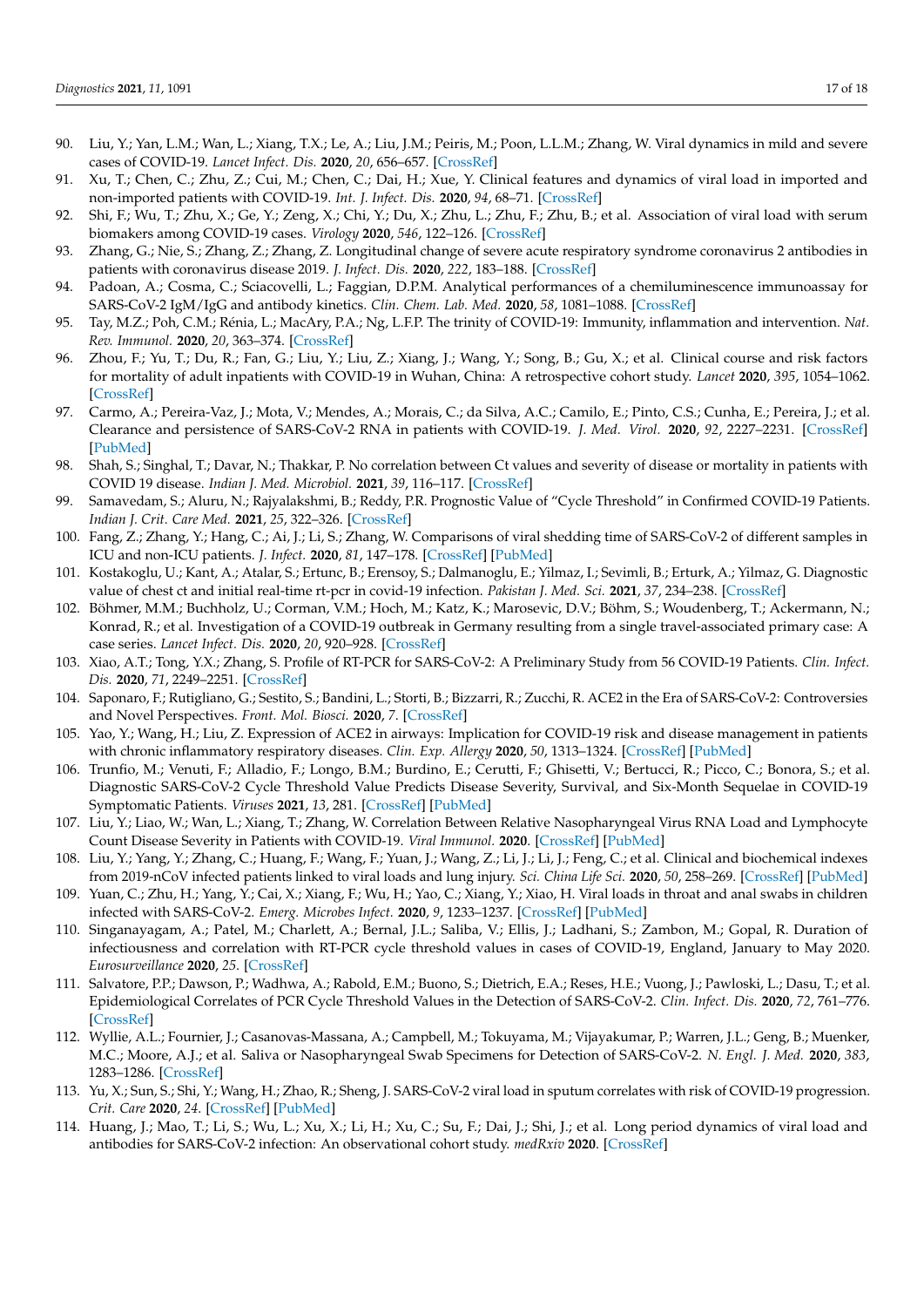90. Liu, Y.; Yan, L.M.; Wan, L.; Xiang, T.X.; Le, A.; Liu, J.M.; Peiris, M.; Poon, L.L.M.; Zhang, W. Viral dynamics in mild and severe cases of COVID-19. *Lancet Infect. Dis.* **2020**, *20*, 656–657. [CrossRef]
91. Xu, T.; Chen, C.; Zhu, Z.; Cui, M.; Chen, C.; Dai, H.; Xue, Y. Clinical features and dynamics of viral load in imported and non-imported patients with COVID-19. *Int. J. Infect. Dis.* **2020**, *94*, 68–71. [CrossRef]
92. Shi, F.; Wu, T.; Zhu, X.; Ge, Y.; Zeng, X.; Chi, Y.; Du, X.; Zhu, L.; Zhu, F.; Zhu, B.; et al. Association of viral load with serum biomakers among COVID-19 cases. *Virology* **2020**, *546*, 122–126. [CrossRef]
93. Zhang, G.; Nie, S.; Zhang, Z.; Zhang, Z. Longitudinal change of severe acute respiratory syndrome coronavirus 2 antibodies in patients with coronavirus disease 2019. *J. Infect. Dis.* **2020**, *222*, 183–188. [CrossRef]
94. Padoan, A.; Cosma, C.; Sciacovelli, L.; Faggian, D.P.M. Analytical performances of a chemiluminescence immunoassay for SARS-CoV-2 IgM/IgG and antibody kinetics. *Clin. Chem. Lab. Med.* **2020**, *58*, 1081–1088. [CrossRef]
95. Tay, M.Z.; Poh, C.M.; Rénia, L.; MacAry, P.A.; Ng, L.F.P. The trinity of COVID-19: Immunity, inflammation and intervention. *Nat. Rev. Immunol.* **2020**, *20*, 363–374. [CrossRef]
96. Zhou, F.; Yu, T.; Du, R.; Fan, G.; Liu, Y.; Liu, Z.; Xiang, J.; Wang, Y.; Song, B.; Gu, X.; et al. Clinical course and risk factors for mortality of adult inpatients with COVID-19 in Wuhan, China: A retrospective cohort study. *Lancet* **2020**, *395*, 1054–1062. [CrossRef]
97. Carmo, A.; Pereira-Vaz, J.; Mota, V.; Mendes, A.; Morais, C.; da Silva, A.C.; Camilo, E.; Pinto, C.S.; Cunha, E.; Pereira, J.; et al. Clearance and persistence of SARS-CoV-2 RNA in patients with COVID-19. *J. Med. Virol.* **2020**, *92*, 2227–2231. [CrossRef] [PubMed]
98. Shah, S.; Singhal, T.; Davar, N.; Thakkar, P. No correlation between Ct values and severity of disease or mortality in patients with COVID 19 disease. *Indian J. Med. Microbiol.* **2021**, *39*, 116–117. [CrossRef]
99. Samavedam, S.; Aluru, N.; Rajyalakshmi, B.; Reddy, P.R. Prognostic Value of "Cycle Threshold" in Confirmed COVID-19 Patients. *Indian J. Crit. Care Med.* **2021**, *25*, 322–326. [CrossRef]
100. Fang, Z.; Zhang, Y.; Hang, C.; Ai, J.; Li, S.; Zhang, W. Comparisons of viral shedding time of SARS-CoV-2 of different samples in ICU and non-ICU patients. *J. Infect.* **2020**, *81*, 147–178. [CrossRef] [PubMed]
101. Kostakoglu, U.; Kant, A.; Atalar, S.; Ertunc, B.; Erensoy, S.; Dalmanoglu, E.; Yilmaz, I.; Sevimli, B.; Erturk, A.; Yilmaz, G. Diagnostic value of chest ct and initial real-time rt-pcr in covid-19 infection. *Pakistan J. Med. Sci.* **2021**, *37*, 234–238. [CrossRef]
102. Böhmer, M.M.; Buchholz, U.; Corman, V.M.; Hoch, M.; Katz, K.; Marosevic, D.V.; Böhm, S.; Woudenberg, T.; Ackermann, N.; Konrad, R.; et al. Investigation of a COVID-19 outbreak in Germany resulting from a single travel-associated primary case: A case series. *Lancet Infect. Dis.* **2020**, *20*, 920–928. [CrossRef]
103. Xiao, A.T.; Tong, Y.X.; Zhang, S. Profile of RT-PCR for SARS-CoV-2: A Preliminary Study from 56 COVID-19 Patients. *Clin. Infect. Dis.* **2020**, *71*, 2249–2251. [CrossRef]
104. Saponaro, F.; Rutigliano, G.; Sestito, S.; Bandini, L.; Storti, B.; Bizzarri, R.; Zucchi, R. ACE2 in the Era of SARS-CoV-2: Controversies and Novel Perspectives. *Front. Mol. Biosci.* **2020**, *7*. [CrossRef]
105. Yao, Y.; Wang, H.; Liu, Z. Expression of ACE2 in airways: Implication for COVID-19 risk and disease management in patients with chronic inflammatory respiratory diseases. *Clin. Exp. Allergy* **2020**, *50*, 1313–1324. [CrossRef] [PubMed]
106. Trunfio, M.; Venuti, F.; Alladio, F.; Longo, B.M.; Burdino, E.; Cerutti, F.; Ghisetti, V.; Bertucci, R.; Picco, C.; Bonora, S.; et al. Diagnostic SARS-CoV-2 Cycle Threshold Value Predicts Disease Severity, Survival, and Six-Month Sequelae in COVID-19 Symptomatic Patients. *Viruses* **2021**, *13*, 281. [CrossRef] [PubMed]
107. Liu, Y.; Liao, W.; Wan, L.; Xiang, T.; Zhang, W. Correlation Between Relative Nasopharyngeal Virus RNA Load and Lymphocyte Count Disease Severity in Patients with COVID-19. *Viral Immunol.* **2020**. [CrossRef] [PubMed]
108. Liu, Y.; Yang, Y.; Zhang, C.; Huang, F.; Wang, F.; Yuan, J.; Wang, Z.; Li, J.; Li, J.; Feng, C.; et al. Clinical and biochemical indexes from 2019-nCoV infected patients linked to viral loads and lung injury. *Sci. China Life Sci.* **2020**, *50*, 258–269. [CrossRef] [PubMed]
109. Yuan, C.; Zhu, H.; Yang, Y.; Cai, X.; Xiang, F.; Wu, H.; Yao, C.; Xiang, Y.; Xiao, H. Viral loads in throat and anal swabs in children infected with SARS-CoV-2. *Emerg. Microbes Infect.* **2020**, *9*, 1233–1237. [CrossRef] [PubMed]
110. Singanayagam, A.; Patel, M.; Charlett, A.; Bernal, J.L.; Saliba, V.; Ellis, J.; Ladhani, S.; Zambon, M.; Gopal, R. Duration of infectiousness and correlation with RT-PCR cycle threshold values in cases of COVID-19, England, January to May 2020. *Eurosurveillance* **2020**, *25*. [CrossRef]
111. Salvatore, P.P.; Dawson, P.; Wadhwa, A.; Rabold, E.M.; Buono, S.; Dietrich, E.A.; Reses, H.E.; Vuong, J.; Pawloski, L.; Dasu, T.; et al. Epidemiological Correlates of PCR Cycle Threshold Values in the Detection of SARS-CoV-2. *Clin. Infect. Dis.* **2020**, *72*, 761–776. [CrossRef]
112. Wyllie, A.L.; Fournier, J.; Casanovas-Massana, A.; Campbell, M.; Tokuyama, M.; Vijayakumar, P.; Warren, J.L.; Geng, B.; Muenker, M.C.; Moore, A.J.; et al. Saliva or Nasopharyngeal Swab Specimens for Detection of SARS-CoV-2. *N. Engl. J. Med.* **2020**, *383*, 1283–1286. [CrossRef]
113. Yu, X.; Sun, S.; Shi, Y.; Wang, H.; Zhao, R.; Sheng, J. SARS-CoV-2 viral load in sputum correlates with risk of COVID-19 progression. *Crit. Care* **2020**, *24*. [CrossRef] [PubMed]
114. Huang, J.; Mao, T.; Li, S.; Wu, L.; Xu, X.; Li, H.; Xu, C.; Su, F.; Dai, J.; Shi, J.; et al. Long period dynamics of viral load and antibodies for SARS-CoV-2 infection: An observational cohort study. *medRxiv* **2020**. [CrossRef]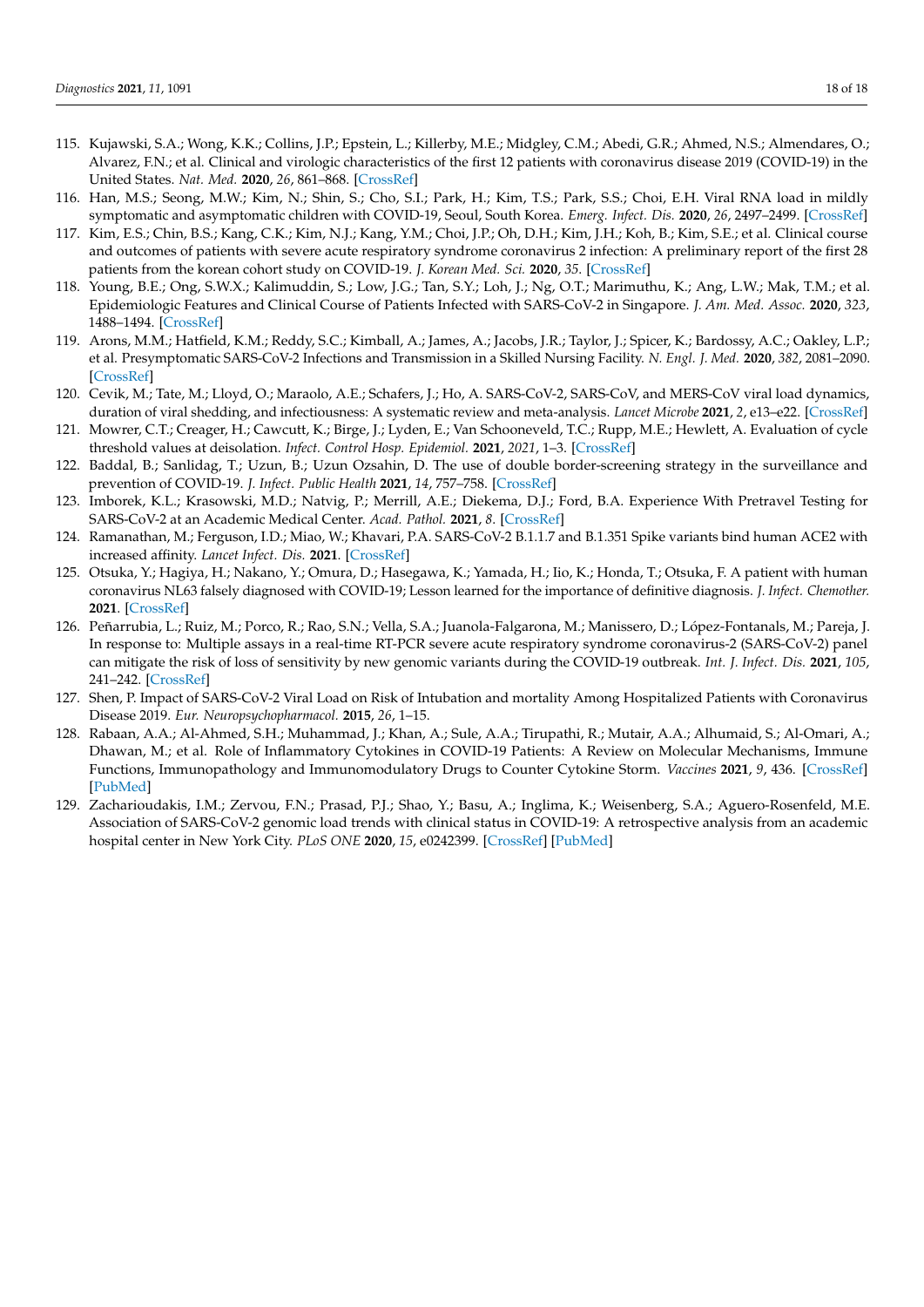115. Kujawski, S.A.; Wong, K.K.; Collins, J.P.; Epstein, L.; Killerby, M.E.; Midgley, C.M.; Abedi, G.R.; Ahmed, N.S.; Almendares, O.; Alvarez, F.N.; et al. Clinical and virologic characteristics of the first 12 patients with coronavirus disease 2019 (COVID-19) in the United States. *Nat. Med.* **2020**, *26*, 861–868. [CrossRef]
116. Han, M.S.; Seong, M.W.; Kim, N.; Shin, S.; Cho, S.I.; Park, H.; Kim, T.S.; Park, S.S.; Choi, E.H. Viral RNA load in mildly symptomatic and asymptomatic children with COVID-19, Seoul, South Korea. *Emerg. Infect. Dis.* **2020**, *26*, 2497–2499. [CrossRef]
117. Kim, E.S.; Chin, B.S.; Kang, C.K.; Kim, N.J.; Kang, Y.M.; Choi, J.P.; Oh, D.H.; Kim, J.H.; Koh, B.; Kim, S.E.; et al. Clinical course and outcomes of patients with severe acute respiratory syndrome coronavirus 2 infection: A preliminary report of the first 28 patients from the korean cohort study on COVID-19. *J. Korean Med. Sci.* **2020**, *35*. [CrossRef]
118. Young, B.E.; Ong, S.W.X.; Kalimuddin, S.; Low, J.G.; Tan, S.Y.; Loh, J.; Ng, O.T.; Marimuthu, K.; Ang, L.W.; Mak, T.M.; et al. Epidemiologic Features and Clinical Course of Patients Infected with SARS-CoV-2 in Singapore. *J. Am. Med. Assoc.* **2020**, *323*, 1488–1494. [CrossRef]
119. Arons, M.M.; Hatfield, K.M.; Reddy, S.C.; Kimball, A.; James, A.; Jacobs, J.R.; Taylor, J.; Spicer, K.; Bardossy, A.C.; Oakley, L.P.; et al. Presymptomatic SARS-CoV-2 Infections and Transmission in a Skilled Nursing Facility. *N. Engl. J. Med.* **2020**, *382*, 2081–2090. [CrossRef]
120. Cevik, M.; Tate, M.; Lloyd, O.; Maraolo, A.E.; Schafers, J.; Ho, A. SARS-CoV-2, SARS-CoV, and MERS-CoV viral load dynamics, duration of viral shedding, and infectiousness: A systematic review and meta-analysis. *Lancet Microbe* **2021**, *2*, e13–e22. [CrossRef]
121. Mowrer, C.T.; Creager, H.; Cawcutt, K.; Birge, J.; Lyden, E.; Van Schooneveld, T.C.; Rupp, M.E.; Hewlett, A. Evaluation of cycle threshold values at deisolation. *Infect. Control Hosp. Epidemiol.* **2021**, *2021*, 1–3. [CrossRef]
122. Baddal, B.; Sanlidag, T.; Uzun, B.; Uzun Ozsahin, D. The use of double border-screening strategy in the surveillance and prevention of COVID-19. *J. Infect. Public Health* **2021**, *14*, 757–758. [CrossRef]
123. Imborek, K.L.; Krasowski, M.D.; Natvig, P.; Merrill, A.E.; Diekema, D.J.; Ford, B.A. Experience With Pretravel Testing for SARS-CoV-2 at an Academic Medical Center. *Acad. Pathol.* **2021**, *8*. [CrossRef]
124. Ramanathan, M.; Ferguson, I.D.; Miao, W.; Khavari, P.A. SARS-CoV-2 B.1.1.7 and B.1.351 Spike variants bind human ACE2 with increased affinity. *Lancet Infect. Dis.* **2021**. [CrossRef]
125. Otsuka, Y.; Hagiya, H.; Nakano, Y.; Omura, D.; Hasegawa, K.; Yamada, H.; Iio, K.; Honda, T.; Otsuka, F. A patient with human coronavirus NL63 falsely diagnosed with COVID-19; Lesson learned for the importance of definitive diagnosis. *J. Infect. Chemother.* **2021**. [CrossRef]
126. Peñarrubia, L.; Ruiz, M.; Porco, R.; Rao, S.N.; Vella, S.A.; Juanola-Falgarona, M.; Manissero, D.; López-Fontanals, M.; Pareja, J. In response to: Multiple assays in a real-time RT-PCR severe acute respiratory syndrome coronavirus-2 (SARS-CoV-2) panel can mitigate the risk of loss of sensitivity by new genomic variants during the COVID-19 outbreak. *Int. J. Infect. Dis.* **2021**, *105*, 241–242. [CrossRef]
127. Shen, P. Impact of SARS-CoV-2 Viral Load on Risk of Intubation and mortality Among Hospitalized Patients with Coronavirus Disease 2019. *Eur. Neuropsychopharmacol.* **2015**, *26*, 1–15.
128. Rabaan, A.A.; Al-Ahmed, S.H.; Muhammad, J.; Khan, A.; Sule, A.A.; Tirupathi, R.; Mutair, A.A.; Alhumaid, S.; Al-Omari, A.; Dhawan, M.; et al. Role of Inflammatory Cytokines in COVID-19 Patients: A Review on Molecular Mechanisms, Immune Functions, Immunopathology and Immunomodulatory Drugs to Counter Cytokine Storm. *Vaccines* **2021**, *9*, 436. [CrossRef] [PubMed]
129. Zacharioudakis, I.M.; Zervou, F.N.; Prasad, P.J.; Shao, Y.; Basu, A.; Inglima, K.; Weisenberg, S.A.; Aguero-Rosenfeld, M.E. Association of SARS-CoV-2 genomic load trends with clinical status in COVID-19: A retrospective analysis from an academic hospital center in New York City. *PLoS ONE* **2020**, *15*, e0242399. [CrossRef] [PubMed]